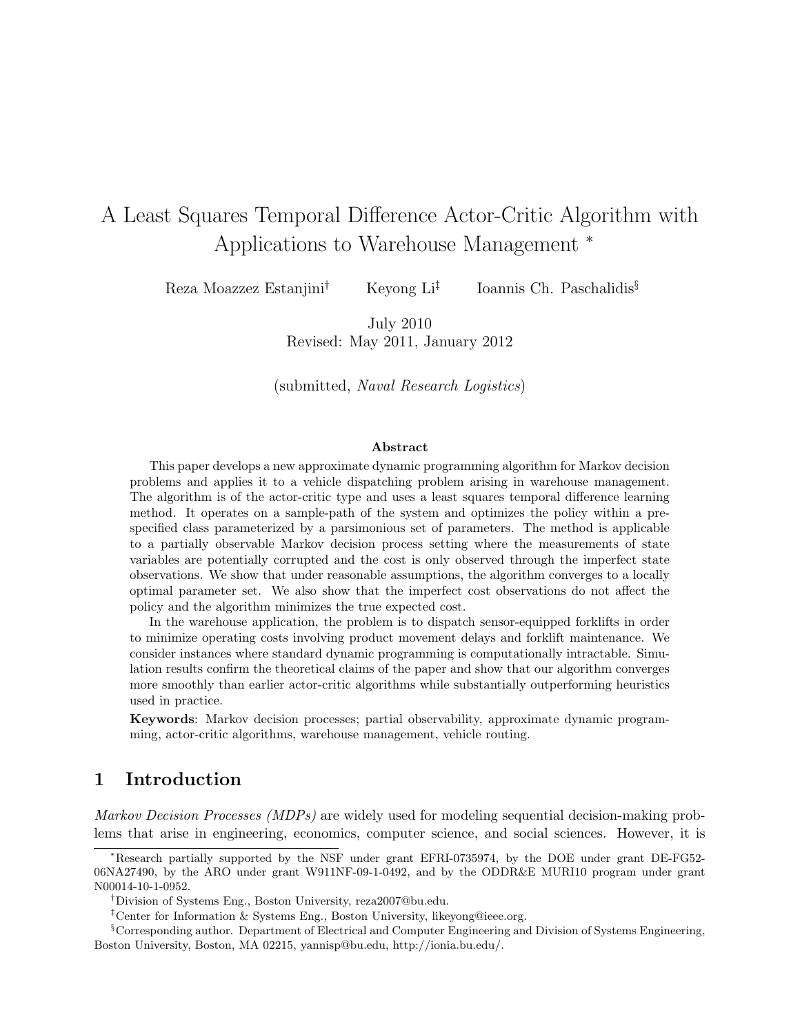# A Least Squares Temporal Difference Actor-Critic Algorithm with Applications to Warehouse Management [*]

Reza Moazzez Estanjini[†] Keyong Li[‡] Ioannis Ch. Paschalidis[§]

July 2010
Revised: May 2011, January 2012

(submitted, *Naval Research Logistics*)

### Abstract

This paper develops a new approximate dynamic programming algorithm for Markov decision problems and applies it to a vehicle dispatching problem arising in warehouse management. The algorithm is of the actor-critic type and uses a least squares temporal difference learning method. It operates on a sample-path of the system and optimizes the policy within a prespecified class parameterized by a parsimonious set of parameters. The method is applicable to a partially observable Markov decision process setting where the measurements of state variables are potentially corrupted and the cost is only observed through the imperfect state observations. We show that under reasonable assumptions, the algorithm converges to a locally optimal parameter set. We also show that the imperfect cost observations do not affect the policy and the algorithm minimizes the true expected cost.

In the warehouse application, the problem is to dispatch sensor-equipped forklifts in order to minimize operating costs involving product movement delays and forklift maintenance. We consider instances where standard dynamic programming is computationally intractable. Simulation results confirm the theoretical claims of the paper and show that our algorithm converges more smoothly than earlier actor-critic algorithms while substantially outperforming heuristics used in practice.

**Keywords**: Markov decision processes; partial observability, approximate dynamic programming, actor-critic algorithms, warehouse management, vehicle routing.

## 1 Introduction

*Markov Decision Processes (MDPs)* are widely used for modeling sequential decision-making problems that arise in engineering, economics, computer science, and social sciences. However, it is

---

[*] Research partially supported by the NSF under grant EFRI-0735974, by the DOE under grant DE-FG52-06NA27490, by the ARO under grant W911NF-09-1-0492, and by the ODDR&E MURI10 program under grant N00014-10-1-0952.

[†] Division of Systems Eng., Boston University, reza2007@bu.edu.

[‡] Center for Information & Systems Eng., Boston University, likeyong@ieee.org.

[§] Corresponding author. Department of Electrical and Computer Engineering and Division of Systems Engineering, Boston University, Boston, MA 02215, yannisp@bu.edu, http://ionia.bu.edu/.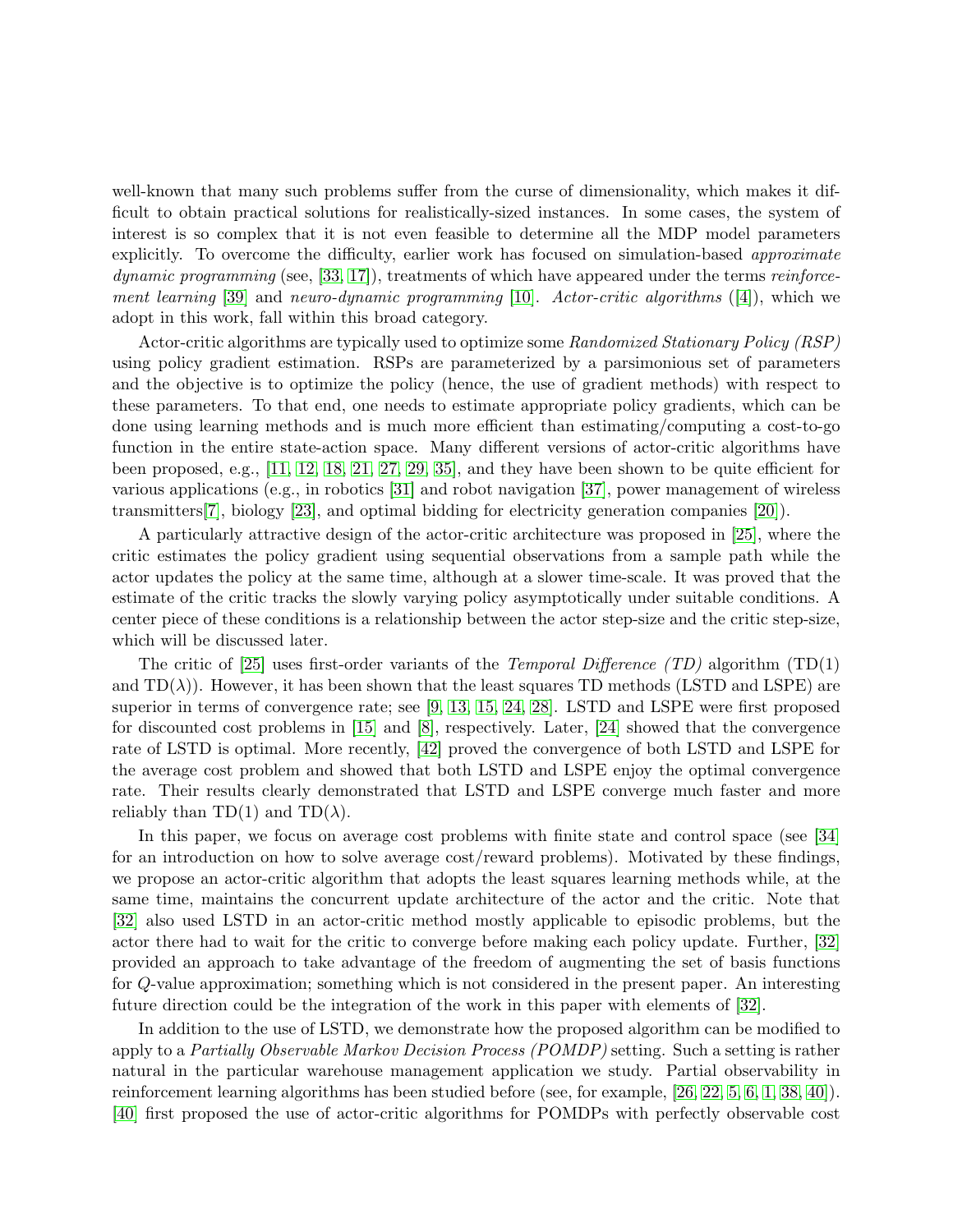well-known that many such problems suffer from the curse of dimensionality, which makes it difficult to obtain practical solutions for realistically-sized instances. In some cases, the system of interest is so complex that it is not even feasible to determine all the MDP model parameters explicitly. To overcome the difficulty, earlier work has focused on simulation-based *approximate dynamic programming* (see, [33, 17]), treatments of which have appeared under the terms *reinforcement learning* [39] and *neuro-dynamic programming* [10]. *Actor-critic algorithms* ([4]), which we adopt in this work, fall within this broad category.

Actor-critic algorithms are typically used to optimize some *Randomized Stationary Policy (RSP)* using policy gradient estimation. RSPs are parameterized by a parsimonious set of parameters and the objective is to optimize the policy (hence, the use of gradient methods) with respect to these parameters. To that end, one needs to estimate appropriate policy gradients, which can be done using learning methods and is much more efficient than estimating/computing a cost-to-go function in the entire state-action space. Many different versions of actor-critic algorithms have been proposed, e.g., [11, 12, 18, 21, 27, 29, 35], and they have been shown to be quite efficient for various applications (e.g., in robotics [31] and robot navigation [37], power management of wireless transmitters[7], biology [23], and optimal bidding for electricity generation companies [20]).

A particularly attractive design of the actor-critic architecture was proposed in [25], where the critic estimates the policy gradient using sequential observations from a sample path while the actor updates the policy at the same time, although at a slower time-scale. It was proved that the estimate of the critic tracks the slowly varying policy asymptotically under suitable conditions. A center piece of these conditions is a relationship between the actor step-size and the critic step-size, which will be discussed later.

The critic of [25] uses first-order variants of the *Temporal Difference (TD)* algorithm (TD(1) and TD($\lambda$)). However, it has been shown that the least squares TD methods (LSTD and LSPE) are superior in terms of convergence rate; see [9, 13, 15, 24, 28]. LSTD and LSPE were first proposed for discounted cost problems in [15] and [8], respectively. Later, [24] showed that the convergence rate of LSTD is optimal. More recently, [42] proved the convergence of both LSTD and LSPE for the average cost problem and showed that both LSTD and LSPE enjoy the optimal convergence rate. Their results clearly demonstrated that LSTD and LSPE converge much faster and more reliably than TD(1) and TD($\lambda$).

In this paper, we focus on average cost problems with finite state and control space (see [34] for an introduction on how to solve average cost/reward problems). Motivated by these findings, we propose an actor-critic algorithm that adopts the least squares learning methods while, at the same time, maintains the concurrent update architecture of the actor and the critic. Note that [32] also used LSTD in an actor-critic method mostly applicable to episodic problems, but the actor there had to wait for the critic to converge before making each policy update. Further, [32] provided an approach to take advantage of the freedom of augmenting the set of basis functions for $Q$-value approximation; something which is not considered in the present paper. An interesting future direction could be the integration of the work in this paper with elements of [32].

In addition to the use of LSTD, we demonstrate how the proposed algorithm can be modified to apply to a *Partially Observable Markov Decision Process (POMDP)* setting. Such a setting is rather natural in the particular warehouse management application we study. Partial observability in reinforcement learning algorithms has been studied before (see, for example, [26, 22, 5, 6, 1, 38, 40]). [40] first proposed the use of actor-critic algorithms for POMDPs with perfectly observable cost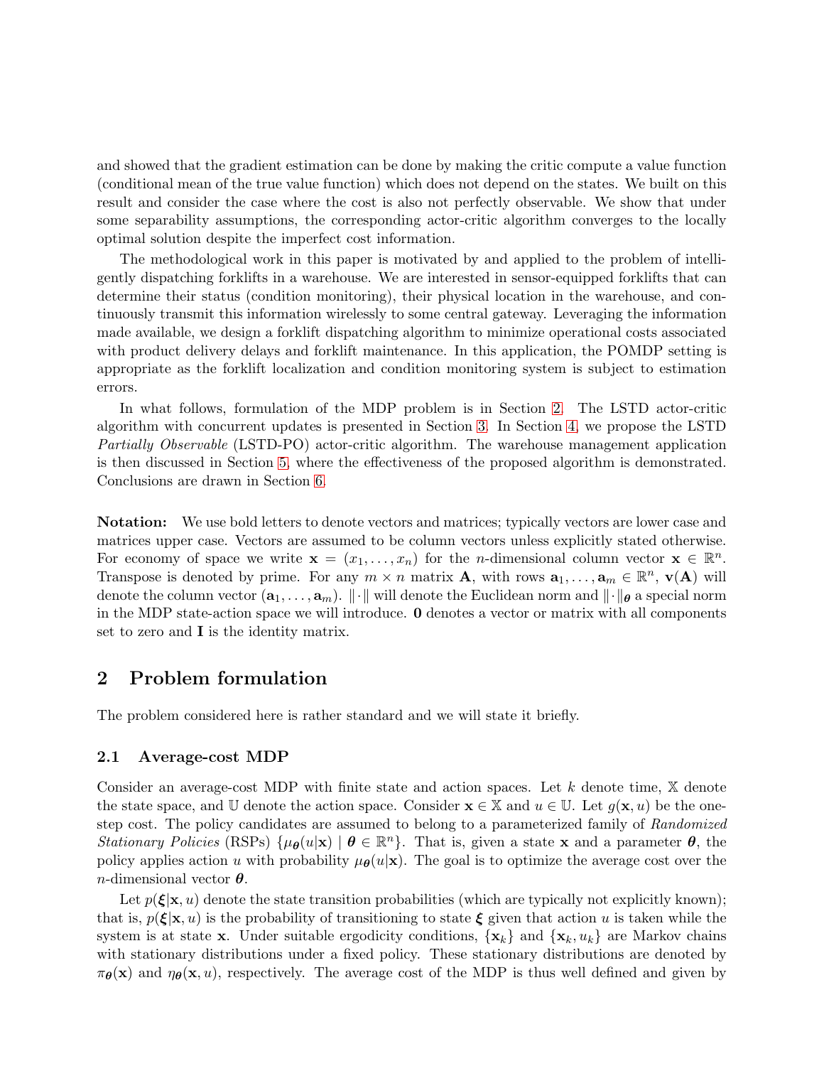and showed that the gradient estimation can be done by making the critic compute a value function (conditional mean of the true value function) which does not depend on the states. We built on this result and consider the case where the cost is also not perfectly observable. We show that under some separability assumptions, the corresponding actor-critic algorithm converges to the locally optimal solution despite the imperfect cost information.

The methodological work in this paper is motivated by and applied to the problem of intelligently dispatching forklifts in a warehouse. We are interested in sensor-equipped forklifts that can determine their status (condition monitoring), their physical location in the warehouse, and continuously transmit this information wirelessly to some central gateway. Leveraging the information made available, we design a forklift dispatching algorithm to minimize operational costs associated with product delivery delays and forklift maintenance. In this application, the POMDP setting is appropriate as the forklift localization and condition monitoring system is subject to estimation errors.

In what follows, formulation of the MDP problem is in Section 2. The LSTD actor-critic algorithm with concurrent updates is presented in Section 3. In Section 4, we propose the LSTD *Partially Observable* (LSTD-PO) actor-critic algorithm. The warehouse management application is then discussed in Section 5, where the effectiveness of the proposed algorithm is demonstrated. Conclusions are drawn in Section 6.

**Notation:** We use bold letters to denote vectors and matrices; typically vectors are lower case and matrices upper case. Vectors are assumed to be column vectors unless explicitly stated otherwise. For economy of space we write $\mathbf{x} = (x_1, \ldots, x_n)$ for the $n$-dimensional column vector $\mathbf{x} \in \mathbb{R}^n$. Transpose is denoted by prime. For any $m \times n$ matrix $\mathbf{A}$, with rows $\mathbf{a}_1, \ldots, \mathbf{a}_m \in \mathbb{R}^n$, $\mathbf{v}(\mathbf{A})$ will denote the column vector $(\mathbf{a}_1, \ldots, \mathbf{a}_m)$. $\|\cdot\|$ will denote the Euclidean norm and $\|\cdot\|_{\boldsymbol{\theta}}$ a special norm in the MDP state-action space we will introduce. $\mathbf{0}$ denotes a vector or matrix with all components set to zero and $\mathbf{I}$ is the identity matrix.

## 2 Problem formulation

The problem considered here is rather standard and we will state it briefly.

### 2.1 Average-cost MDP

Consider an average-cost MDP with finite state and action spaces. Let $k$ denote time, $\mathbb{X}$ denote the state space, and $\mathbb{U}$ denote the action space. Consider $\mathbf{x} \in \mathbb{X}$ and $u \in \mathbb{U}$. Let $g(\mathbf{x}, u)$ be the one-step cost. The policy candidates are assumed to belong to a parameterized family of *Randomized Stationary Policies* (RSPs) $\{\mu_{\boldsymbol{\theta}}(u|\mathbf{x}) \mid \boldsymbol{\theta} \in \mathbb{R}^n\}$. That is, given a state $\mathbf{x}$ and a parameter $\boldsymbol{\theta}$, the policy applies action $u$ with probability $\mu_{\boldsymbol{\theta}}(u|\mathbf{x})$. The goal is to optimize the average cost over the $n$-dimensional vector $\boldsymbol{\theta}$.

Let $p(\boldsymbol{\xi}|\mathbf{x}, u)$ denote the state transition probabilities (which are typically not explicitly known); that is, $p(\boldsymbol{\xi}|\mathbf{x}, u)$ is the probability of transitioning to state $\boldsymbol{\xi}$ given that action $u$ is taken while the system is at state $\mathbf{x}$. Under suitable ergodicity conditions, $\{\mathbf{x}_k\}$ and $\{\mathbf{x}_k, u_k\}$ are Markov chains with stationary distributions under a fixed policy. These stationary distributions are denoted by $\pi_{\boldsymbol{\theta}}(\mathbf{x})$ and $\eta_{\boldsymbol{\theta}}(\mathbf{x}, u)$, respectively. The average cost of the MDP is thus well defined and given by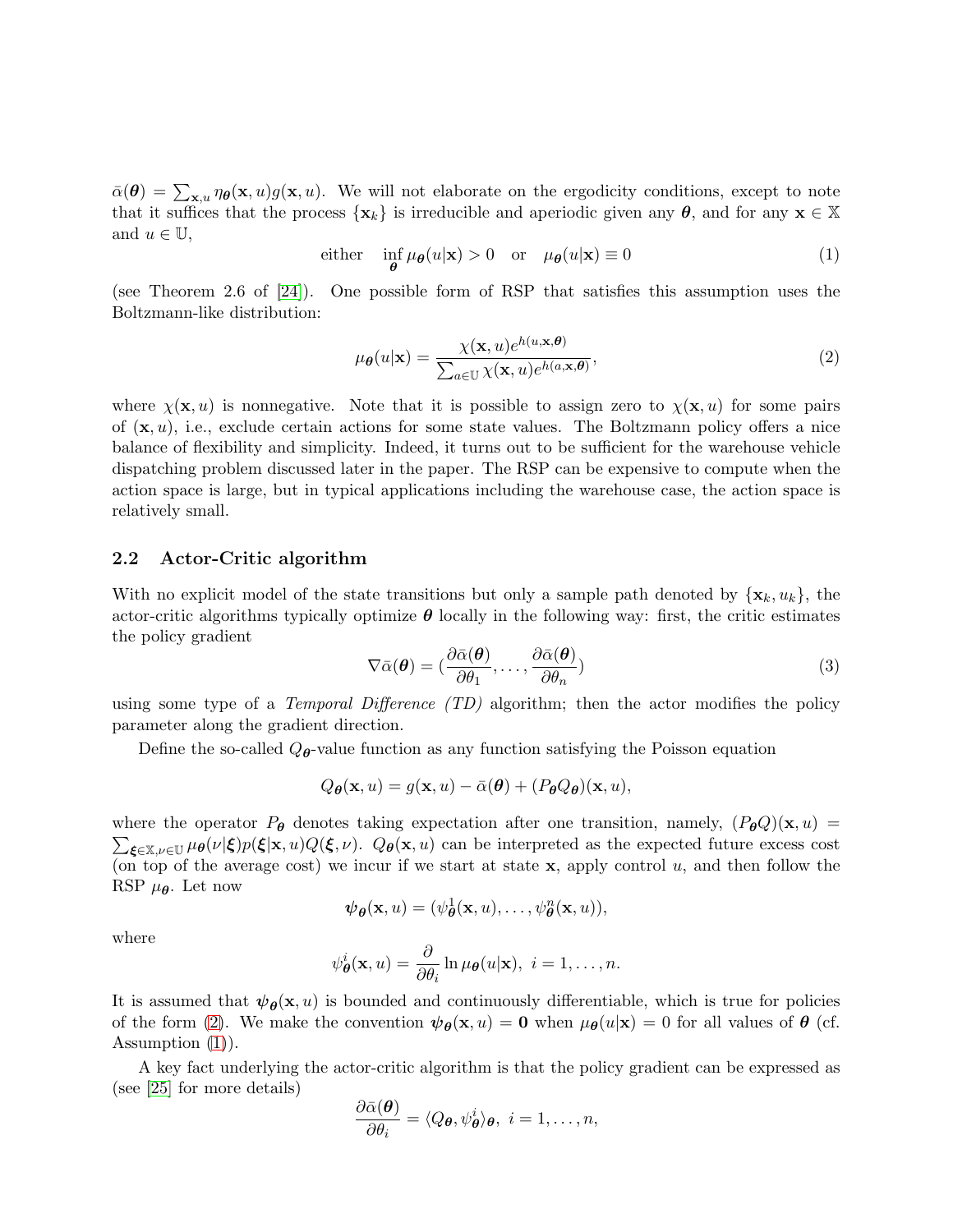$\bar{\alpha}(\boldsymbol{\theta}) = \sum_{\mathbf{x},u} \eta_{\boldsymbol{\theta}}(\mathbf{x}, u) g(\mathbf{x}, u)$. We will not elaborate on the ergodicity conditions, except to note that it suffices that the process $\{\mathbf{x}_k\}$ is irreducible and aperiodic given any $\boldsymbol{\theta}$, and for any $\mathbf{x} \in \mathbb{X}$ and $u \in \mathbb{U}$,

$$\text{either} \quad \inf_{\boldsymbol{\theta}} \mu_{\boldsymbol{\theta}}(u|\mathbf{x}) > 0 \quad \text{or} \quad \mu_{\boldsymbol{\theta}}(u|\mathbf{x}) \equiv 0 \tag{1}$$

(see Theorem 2.6 of [24]). One possible form of RSP that satisfies this assumption uses the Boltzmann-like distribution:

$$\mu_{\boldsymbol{\theta}}(u|\mathbf{x}) = \frac{\chi(\mathbf{x}, u) e^{h(u,\mathbf{x},\boldsymbol{\theta})}}{\sum_{a \in \mathbb{U}} \chi(\mathbf{x}, u) e^{h(a,\mathbf{x},\boldsymbol{\theta})}}, \tag{2}$$

where $\chi(\mathbf{x}, u)$ is nonnegative. Note that it is possible to assign zero to $\chi(\mathbf{x}, u)$ for some pairs of $(\mathbf{x}, u)$, i.e., exclude certain actions for some state values. The Boltzmann policy offers a nice balance of flexibility and simplicity. Indeed, it turns out to be sufficient for the warehouse vehicle dispatching problem discussed later in the paper. The RSP can be expensive to compute when the action space is large, but in typical applications including the warehouse case, the action space is relatively small.

## 2.2 Actor-Critic algorithm

With no explicit model of the state transitions but only a sample path denoted by $\{\mathbf{x}_k, u_k\}$, the actor-critic algorithms typically optimize $\boldsymbol{\theta}$ locally in the following way: first, the critic estimates the policy gradient

$$\nabla \bar{\alpha}(\boldsymbol{\theta}) = \left(\frac{\partial \bar{\alpha}(\boldsymbol{\theta})}{\partial \theta_1}, \ldots, \frac{\partial \bar{\alpha}(\boldsymbol{\theta})}{\partial \theta_n}\right) \tag{3}$$

using some type of a *Temporal Difference (TD)* algorithm; then the actor modifies the policy parameter along the gradient direction.

Define the so-called $Q_{\boldsymbol{\theta}}$-value function as any function satisfying the Poisson equation

$$Q_{\boldsymbol{\theta}}(\mathbf{x}, u) = g(\mathbf{x}, u) - \bar{\alpha}(\boldsymbol{\theta}) + (P_{\boldsymbol{\theta}} Q_{\boldsymbol{\theta}})(\mathbf{x}, u),$$

where the operator $P_{\boldsymbol{\theta}}$ denotes taking expectation after one transition, namely, $(P_{\boldsymbol{\theta}} Q)(\mathbf{x}, u) = \sum_{\boldsymbol{\xi} \in \mathbb{X}, \nu \in \mathbb{U}} \mu_{\boldsymbol{\theta}}(\nu|\boldsymbol{\xi}) p(\boldsymbol{\xi}|\mathbf{x}, u) Q(\boldsymbol{\xi}, \nu)$. $Q_{\boldsymbol{\theta}}(\mathbf{x}, u)$ can be interpreted as the expected future excess cost (on top of the average cost) we incur if we start at state $\mathbf{x}$, apply control $u$, and then follow the RSP $\mu_{\boldsymbol{\theta}}$. Let now

$$\boldsymbol{\psi}_{\boldsymbol{\theta}}(\mathbf{x}, u) = (\psi^1_{\boldsymbol{\theta}}(\mathbf{x}, u), \ldots, \psi^n_{\boldsymbol{\theta}}(\mathbf{x}, u)),$$

where

$$\psi^i_{\boldsymbol{\theta}}(\mathbf{x}, u) = \frac{\partial}{\partial \theta_i} \ln \mu_{\boldsymbol{\theta}}(u|\mathbf{x}), \ i = 1, \ldots, n.$$

It is assumed that $\boldsymbol{\psi}_{\boldsymbol{\theta}}(\mathbf{x}, u)$ is bounded and continuously differentiable, which is true for policies of the form (2). We make the convention $\boldsymbol{\psi}_{\boldsymbol{\theta}}(\mathbf{x}, u) = \mathbf{0}$ when $\mu_{\boldsymbol{\theta}}(u|\mathbf{x}) = 0$ for all values of $\boldsymbol{\theta}$ (cf. Assumption (1)).

A key fact underlying the actor-critic algorithm is that the policy gradient can be expressed as (see [25] for more details)

$$\frac{\partial \bar{\alpha}(\boldsymbol{\theta})}{\partial \theta_i} = \langle Q_{\boldsymbol{\theta}}, \psi^i_{\boldsymbol{\theta}} \rangle_{\boldsymbol{\theta}}, \ i = 1, \ldots, n,$$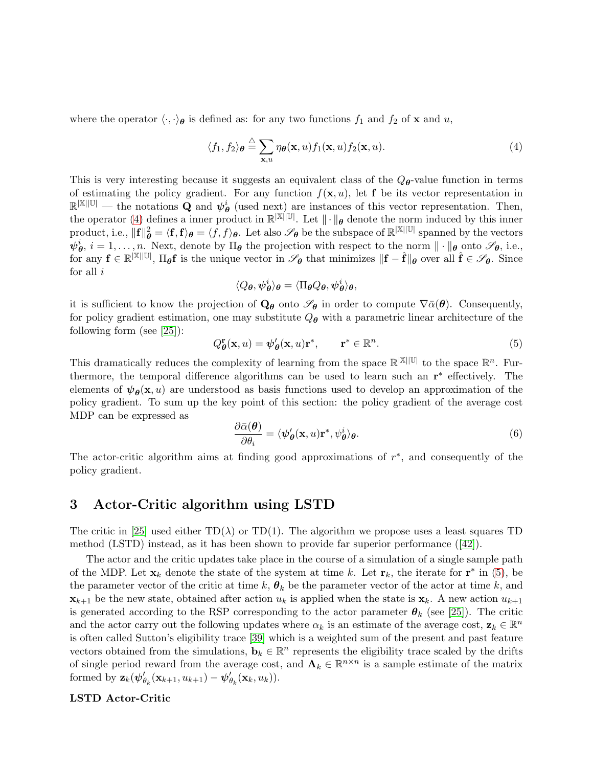where the operator $\langle \cdot, \cdot \rangle_{\boldsymbol{\theta}}$ is defined as: for any two functions $f_1$ and $f_2$ of $\mathbf{x}$ and $u$,

$$\langle f_1, f_2 \rangle_{\boldsymbol{\theta}} \stackrel{\triangle}{=} \sum_{\mathbf{x},u} \eta_{\boldsymbol{\theta}}(\mathbf{x}, u) f_1(\mathbf{x}, u) f_2(\mathbf{x}, u). \tag{4}$$

This is very interesting because it suggests an equivalent class of the $Q_{\boldsymbol{\theta}}$-value function in terms of estimating the policy gradient. For any function $f(\mathbf{x}, u)$, let $\mathbf{f}$ be its vector representation in $\mathbb{R}^{|\mathbb{X}||\mathbb{U}|}$ — the notations $\mathbf{Q}$ and $\boldsymbol{\psi}^i_{\boldsymbol{\theta}}$ (used next) are instances of this vector representation. Then, the operator (4) defines a inner product in $\mathbb{R}^{|\mathbb{X}||\mathbb{U}|}$. Let $\|\cdot\|_{\boldsymbol{\theta}}$ denote the norm induced by this inner product, i.e., $\|\mathbf{f}\|^2_{\boldsymbol{\theta}} = \langle \mathbf{f}, \mathbf{f} \rangle_{\boldsymbol{\theta}} = \langle f, f \rangle_{\boldsymbol{\theta}}$. Let also $\mathscr{S}_{\boldsymbol{\theta}}$ be the subspace of $\mathbb{R}^{|\mathbb{X}||\mathbb{U}|}$ spanned by the vectors $\boldsymbol{\psi}^i_{\boldsymbol{\theta}}$, $i = 1, \ldots, n$. Next, denote by $\Pi_{\boldsymbol{\theta}}$ the projection with respect to the norm $\|\cdot\|_{\boldsymbol{\theta}}$ onto $\mathscr{S}_{\boldsymbol{\theta}}$, i.e., for any $\mathbf{f} \in \mathbb{R}^{|\mathbb{X}||\mathbb{U}|}$, $\Pi_{\boldsymbol{\theta}}\mathbf{f}$ is the unique vector in $\mathscr{S}_{\boldsymbol{\theta}}$ that minimizes $\|\mathbf{f} - \hat{\mathbf{f}}\|_{\boldsymbol{\theta}}$ over all $\hat{\mathbf{f}} \in \mathscr{S}_{\boldsymbol{\theta}}$. Since for all $i$

$$\langle Q_{\boldsymbol{\theta}}, \boldsymbol{\psi}^i_{\boldsymbol{\theta}} \rangle_{\boldsymbol{\theta}} = \langle \Pi_{\boldsymbol{\theta}} Q_{\boldsymbol{\theta}}, \boldsymbol{\psi}^i_{\boldsymbol{\theta}} \rangle_{\boldsymbol{\theta}},$$

it is sufficient to know the projection of $\mathbf{Q}_{\boldsymbol{\theta}}$ onto $\mathscr{S}_{\boldsymbol{\theta}}$ in order to compute $\nabla \bar{\alpha}(\boldsymbol{\theta})$. Consequently, for policy gradient estimation, one may substitute $Q_{\boldsymbol{\theta}}$ with a parametric linear architecture of the following form (see [25]):

$$Q^{\mathbf{r}}_{\boldsymbol{\theta}}(\mathbf{x}, u) = \boldsymbol{\psi}'_{\boldsymbol{\theta}}(\mathbf{x}, u)\mathbf{r}^*, \qquad \mathbf{r}^* \in \mathbb{R}^n. \tag{5}$$

This dramatically reduces the complexity of learning from the space $\mathbb{R}^{|\mathbb{X}||\mathbb{U}|}$ to the space $\mathbb{R}^n$. Furthermore, the temporal difference algorithms can be used to learn such an $\mathbf{r}^*$ effectively. The elements of $\boldsymbol{\psi}_{\boldsymbol{\theta}}(\mathbf{x}, u)$ are understood as basis functions used to develop an approximation of the policy gradient. To sum up the key point of this section: the policy gradient of the average cost MDP can be expressed as

$$\frac{\partial \bar{\alpha}(\boldsymbol{\theta})}{\partial \theta_i} = \langle \boldsymbol{\psi}'_{\boldsymbol{\theta}}(\mathbf{x}, u)\mathbf{r}^*, \psi^i_{\boldsymbol{\theta}} \rangle_{\boldsymbol{\theta}}. \tag{6}$$

The actor-critic algorithm aims at finding good approximations of $r^*$, and consequently of the policy gradient.

# 3 Actor-Critic algorithm using LSTD

The critic in [25] used either TD($\lambda$) or TD(1). The algorithm we propose uses a least squares TD method (LSTD) instead, as it has been shown to provide far superior performance ([42]).

The actor and the critic updates take place in the course of a simulation of a single sample path of the MDP. Let $\mathbf{x}_k$ denote the state of the system at time $k$. Let $\mathbf{r}_k$, the iterate for $\mathbf{r}^*$ in (5), be the parameter vector of the critic at time $k$, $\boldsymbol{\theta}_k$ be the parameter vector of the actor at time $k$, and $\mathbf{x}_{k+1}$ be the new state, obtained after action $u_k$ is applied when the state is $\mathbf{x}_k$. A new action $u_{k+1}$ is generated according to the RSP corresponding to the actor parameter $\boldsymbol{\theta}_k$ (see [25]). The critic and the actor carry out the following updates where $\alpha_k$ is an estimate of the average cost, $\mathbf{z}_k \in \mathbb{R}^n$ is often called Sutton's eligibility trace [39] which is a weighted sum of the present and past feature vectors obtained from the simulations, $\mathbf{b}_k \in \mathbb{R}^n$ represents the eligibility trace scaled by the drifts of single period reward from the average cost, and $\mathbf{A}_k \in \mathbb{R}^{n \times n}$ is a sample estimate of the matrix formed by $\mathbf{z}_k(\boldsymbol{\psi}'_{\theta_k}(\mathbf{x}_{k+1}, u_{k+1}) - \boldsymbol{\psi}'_{\theta_k}(\mathbf{x}_k, u_k))$.

**LSTD Actor-Critic**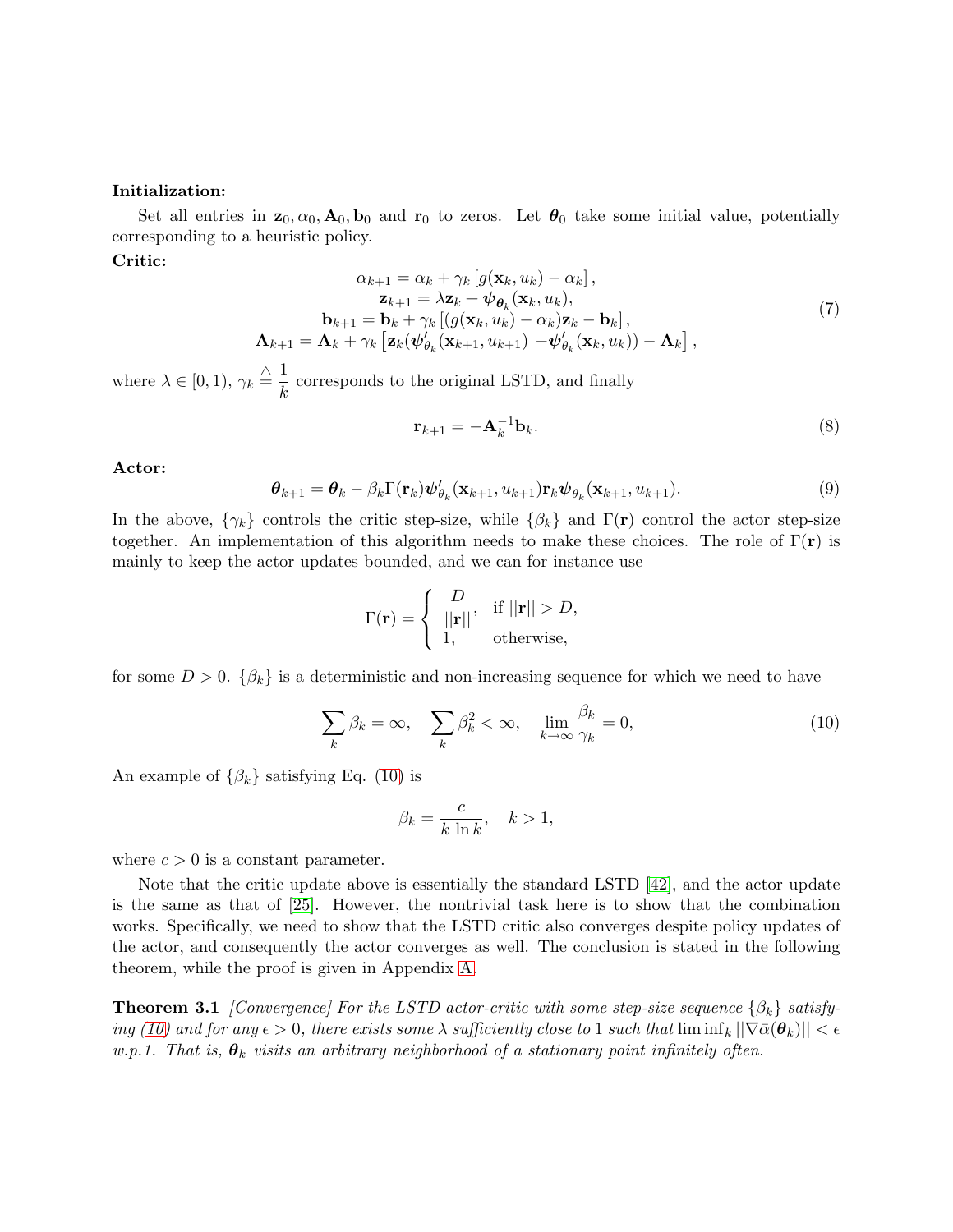**Initialization:**

Set all entries in $\mathbf{z}_0, \alpha_0, \mathbf{A}_0, \mathbf{b}_0$ and $\mathbf{r}_0$ to zeros. Let $\boldsymbol{\theta}_0$ take some initial value, potentially corresponding to a heuristic policy.

**Critic:**

$$
\begin{aligned}
\alpha_{k+1} &= \alpha_k + \gamma_k \left[ g(\mathbf{x}_k, u_k) - \alpha_k \right], \\
\mathbf{z}_{k+1} &= \lambda \mathbf{z}_k + \boldsymbol{\psi}_{\boldsymbol{\theta}_k}(\mathbf{x}_k, u_k), \\
\mathbf{b}_{k+1} &= \mathbf{b}_k + \gamma_k \left[ (g(\mathbf{x}_k, u_k) - \alpha_k)\mathbf{z}_k - \mathbf{b}_k \right], \\
\mathbf{A}_{k+1} &= \mathbf{A}_k + \gamma_k \left[ \mathbf{z}_k (\boldsymbol{\psi}'_{\theta_k}(\mathbf{x}_{k+1}, u_{k+1}) - \boldsymbol{\psi}'_{\theta_k}(\mathbf{x}_k, u_k)) - \mathbf{A}_k \right],
\end{aligned}
\tag{7}
$$

where $\lambda \in [0, 1)$, $\gamma_k \triangleq \dfrac{1}{k}$ corresponds to the original LSTD, and finally

$$
\mathbf{r}_{k+1} = -\mathbf{A}_k^{-1} \mathbf{b}_k. \tag{8}
$$

**Actor:**

$$
\boldsymbol{\theta}_{k+1} = \boldsymbol{\theta}_k - \beta_k \Gamma(\mathbf{r}_k) \boldsymbol{\psi}'_{\theta_k}(\mathbf{x}_{k+1}, u_{k+1}) \mathbf{r}_k \boldsymbol{\psi}_{\theta_k}(\mathbf{x}_{k+1}, u_{k+1}). \tag{9}
$$

In the above, $\{\gamma_k\}$ controls the critic step-size, while $\{\beta_k\}$ and $\Gamma(\mathbf{r})$ control the actor step-size together. An implementation of this algorithm needs to make these choices. The role of $\Gamma(\mathbf{r})$ is mainly to keep the actor updates bounded, and we can for instance use

$$
\Gamma(\mathbf{r}) = \begin{cases} \dfrac{D}{||\mathbf{r}||}, & \text{if } ||\mathbf{r}|| > D, \\ 1, & \text{otherwise}, \end{cases}
$$

for some $D > 0$. $\{\beta_k\}$ is a deterministic and non-increasing sequence for which we need to have

$$
\sum_k \beta_k = \infty, \quad \sum_k \beta_k^2 < \infty, \quad \lim_{k \to \infty} \frac{\beta_k}{\gamma_k} = 0, \tag{10}
$$

An example of $\{\beta_k\}$ satisfying Eq. (10) is

$$
\beta_k = \frac{c}{k \ln k}, \quad k > 1,
$$

where $c > 0$ is a constant parameter.

Note that the critic update above is essentially the standard LSTD [42], and the actor update is the same as that of [25]. However, the nontrivial task here is to show that the combination works. Specifically, we need to show that the LSTD critic also converges despite policy updates of the actor, and consequently the actor converges as well. The conclusion is stated in the following theorem, while the proof is given in Appendix A.

**Theorem 3.1** *[Convergence] For the LSTD actor-critic with some step-size sequence $\{\beta_k\}$ satisfying (10) and for any $\epsilon > 0$, there exists some $\lambda$ sufficiently close to 1 such that $\liminf_k ||\nabla \bar{\alpha}(\boldsymbol{\theta}_k)|| < \epsilon$ w.p.1. That is, $\boldsymbol{\theta}_k$ visits an arbitrary neighborhood of a stationary point infinitely often.*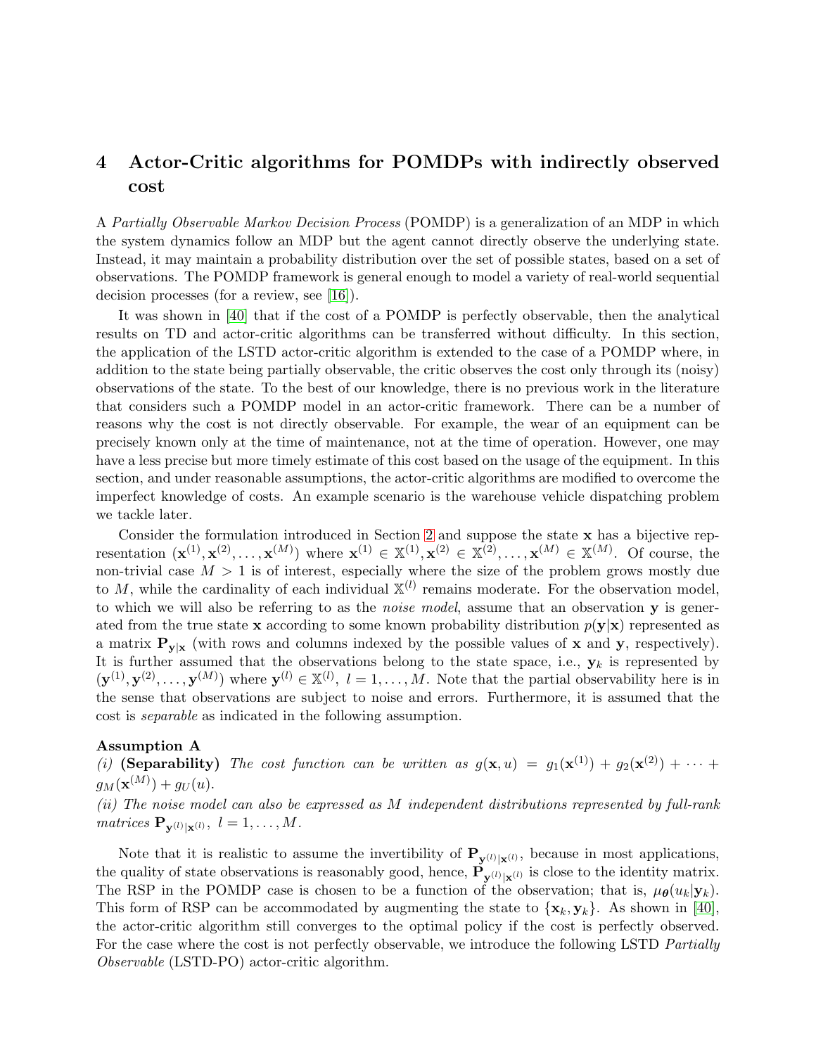# 4 Actor-Critic algorithms for POMDPs with indirectly observed cost

A *Partially Observable Markov Decision Process* (POMDP) is a generalization of an MDP in which the system dynamics follow an MDP but the agent cannot directly observe the underlying state. Instead, it may maintain a probability distribution over the set of possible states, based on a set of observations. The POMDP framework is general enough to model a variety of real-world sequential decision processes (for a review, see [16]).

It was shown in [40] that if the cost of a POMDP is perfectly observable, then the analytical results on TD and actor-critic algorithms can be transferred without difficulty. In this section, the application of the LSTD actor-critic algorithm is extended to the case of a POMDP where, in addition to the state being partially observable, the critic observes the cost only through its (noisy) observations of the state. To the best of our knowledge, there is no previous work in the literature that considers such a POMDP model in an actor-critic framework. There can be a number of reasons why the cost is not directly observable. For example, the wear of an equipment can be precisely known only at the time of maintenance, not at the time of operation. However, one may have a less precise but more timely estimate of this cost based on the usage of the equipment. In this section, and under reasonable assumptions, the actor-critic algorithms are modified to overcome the imperfect knowledge of costs. An example scenario is the warehouse vehicle dispatching problem we tackle later.

Consider the formulation introduced in Section 2 and suppose the state $\mathbf{x}$ has a bijective representation $(\mathbf{x}^{(1)}, \mathbf{x}^{(2)}, \ldots, \mathbf{x}^{(M)})$ where $\mathbf{x}^{(1)} \in \mathbb{X}^{(1)}, \mathbf{x}^{(2)} \in \mathbb{X}^{(2)}, \ldots, \mathbf{x}^{(M)} \in \mathbb{X}^{(M)}$. Of course, the non-trivial case $M > 1$ is of interest, especially where the size of the problem grows mostly due to $M$, while the cardinality of each individual $\mathbb{X}^{(l)}$ remains moderate. For the observation model, to which we will also be referring to as the *noise model*, assume that an observation $\mathbf{y}$ is generated from the true state $\mathbf{x}$ according to some known probability distribution $p(\mathbf{y}|\mathbf{x})$ represented as a matrix $\mathbf{P}_{\mathbf{y}|\mathbf{x}}$ (with rows and columns indexed by the possible values of $\mathbf{x}$ and $\mathbf{y}$, respectively). It is further assumed that the observations belong to the state space, i.e., $\mathbf{y}_k$ is represented by $(\mathbf{y}^{(1)}, \mathbf{y}^{(2)}, \ldots, \mathbf{y}^{(M)})$ where $\mathbf{y}^{(l)} \in \mathbb{X}^{(l)}$, $l = 1, \ldots, M$. Note that the partial observability here is in the sense that observations are subject to noise and errors. Furthermore, it is assumed that the cost is *separable* as indicated in the following assumption.

**Assumption A**

*(i)* **(Separability)** *The cost function can be written as* $g(\mathbf{x}, u) = g_1(\mathbf{x}^{(1)}) + g_2(\mathbf{x}^{(2)}) + \cdots + g_M(\mathbf{x}^{(M)}) + g_U(u)$.

*(ii) The noise model can also be expressed as $M$ independent distributions represented by full-rank matrices* $\mathbf{P}_{\mathbf{y}^{(l)}|\mathbf{x}^{(l)}}$, $l = 1, \ldots, M$.

Note that it is realistic to assume the invertibility of $\mathbf{P}_{\mathbf{y}^{(l)}|\mathbf{x}^{(l)}}$, because in most applications, the quality of state observations is reasonably good, hence, $\mathbf{P}_{\mathbf{y}^{(l)}|\mathbf{x}^{(l)}}$ is close to the identity matrix. The RSP in the POMDP case is chosen to be a function of the observation; that is, $\mu_{\boldsymbol{\theta}}(u_k|\mathbf{y}_k)$. This form of RSP can be accommodated by augmenting the state to $\{\mathbf{x}_k, \mathbf{y}_k\}$. As shown in [40], the actor-critic algorithm still converges to the optimal policy if the cost is perfectly observed. For the case where the cost is not perfectly observable, we introduce the following LSTD *Partially Observable* (LSTD-PO) actor-critic algorithm.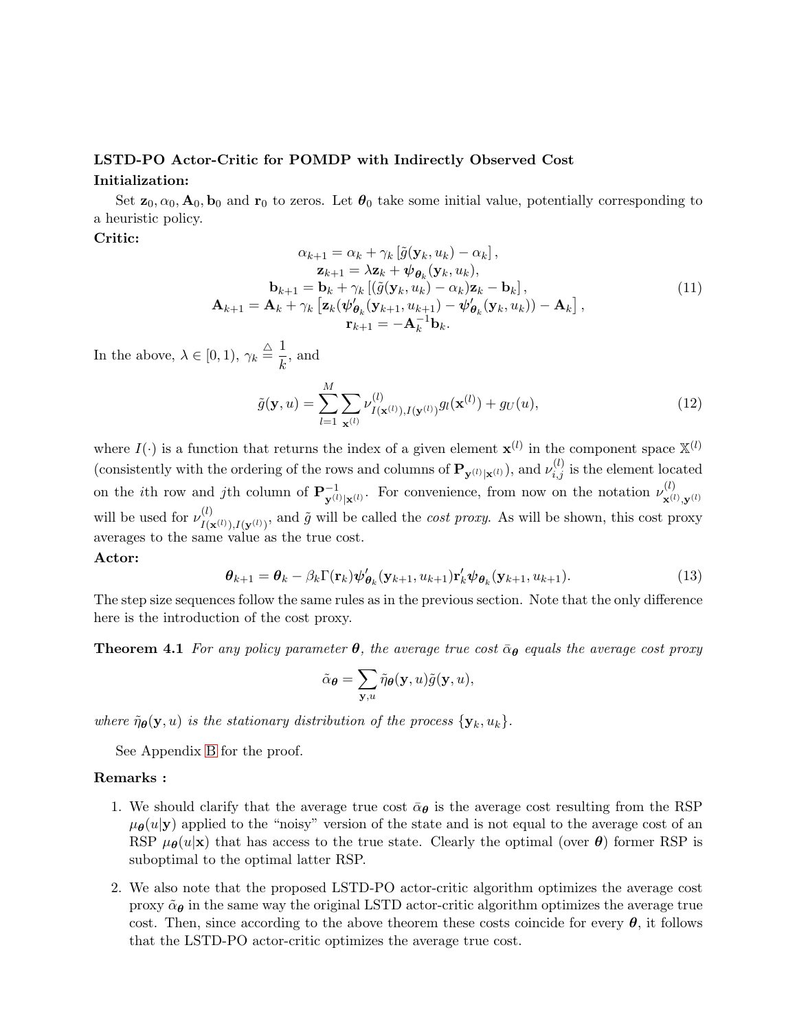**LSTD-PO Actor-Critic for POMDP with Indirectly Observed Cost**

**Initialization:**

Set $\mathbf{z}_0, \alpha_0, \mathbf{A}_0, \mathbf{b}_0$ and $\mathbf{r}_0$ to zeros. Let $\boldsymbol{\theta}_0$ take some initial value, potentially corresponding to a heuristic policy.

**Critic:**

$$
\begin{aligned}
\alpha_{k+1} &= \alpha_k + \gamma_k \left[\tilde{g}(\mathbf{y}_k, u_k) - \alpha_k\right], \\
\mathbf{z}_{k+1} &= \lambda \mathbf{z}_k + \boldsymbol{\psi}_{\boldsymbol{\theta}_k}(\mathbf{y}_k, u_k), \\
\mathbf{b}_{k+1} &= \mathbf{b}_k + \gamma_k \left[(\tilde{g}(\mathbf{y}_k, u_k) - \alpha_k)\mathbf{z}_k - \mathbf{b}_k\right], \\
\mathbf{A}_{k+1} &= \mathbf{A}_k + \gamma_k \left[\mathbf{z}_k(\boldsymbol{\psi}'_{\boldsymbol{\theta}_k}(\mathbf{y}_{k+1}, u_{k+1}) - \boldsymbol{\psi}'_{\boldsymbol{\theta}_k}(\mathbf{y}_k, u_k)) - \mathbf{A}_k\right], \\
\mathbf{r}_{k+1} &= -\mathbf{A}_k^{-1}\mathbf{b}_k.
\end{aligned}
\tag{11}
$$

In the above, $\lambda \in [0, 1)$, $\gamma_k \stackrel{\triangle}{=} \dfrac{1}{k}$, and

$$
\tilde{g}(\mathbf{y}, u) = \sum_{l=1}^{M} \sum_{\mathbf{x}^{(l)}} \nu^{(l)}_{I(\mathbf{x}^{(l)}), I(\mathbf{y}^{(l)})} g_l(\mathbf{x}^{(l)}) + g_U(u),
\tag{12}
$$

where $I(\cdot)$ is a function that returns the index of a given element $\mathbf{x}^{(l)}$ in the component space $\mathbb{X}^{(l)}$ (consistently with the ordering of the rows and columns of $\mathbf{P}_{\mathbf{y}^{(l)}|\mathbf{x}^{(l)}}$), and $\nu^{(l)}_{i,j}$ is the element located on the $i$th row and $j$th column of $\mathbf{P}^{-1}_{\mathbf{y}^{(l)}|\mathbf{x}^{(l)}}$. For convenience, from now on the notation $\nu^{(l)}_{\mathbf{x}^{(l)}, \mathbf{y}^{(l)}}$ will be used for $\nu^{(l)}_{I(\mathbf{x}^{(l)}), I(\mathbf{y}^{(l)})}$, and $\tilde{g}$ will be called the *cost proxy*. As will be shown, this cost proxy averages to the same value as the true cost.

**Actor:**

$$
\boldsymbol{\theta}_{k+1} = \boldsymbol{\theta}_k - \beta_k \Gamma(\mathbf{r}_k) \boldsymbol{\psi}'_{\boldsymbol{\theta}_k}(\mathbf{y}_{k+1}, u_{k+1}) \mathbf{r}'_k \boldsymbol{\psi}_{\boldsymbol{\theta}_k}(\mathbf{y}_{k+1}, u_{k+1}).
\tag{13}
$$

The step size sequences follow the same rules as in the previous section. Note that the only difference here is the introduction of the cost proxy.

**Theorem 4.1** *For any policy parameter $\boldsymbol{\theta}$, the average true cost $\bar{\alpha}_{\boldsymbol{\theta}}$ equals the average cost proxy*

$$
\tilde{\alpha}_{\boldsymbol{\theta}} = \sum_{\mathbf{y}, u} \tilde{\eta}_{\boldsymbol{\theta}}(\mathbf{y}, u) \tilde{g}(\mathbf{y}, u),
$$

*where $\tilde{\eta}_{\boldsymbol{\theta}}(\mathbf{y}, u)$ is the stationary distribution of the process $\{\mathbf{y}_k, u_k\}$.*

See Appendix B for the proof.

**Remarks :**

1. We should clarify that the average true cost $\bar{\alpha}_{\boldsymbol{\theta}}$ is the average cost resulting from the RSP $\mu_{\boldsymbol{\theta}}(u|\mathbf{y})$ applied to the "noisy" version of the state and is not equal to the average cost of an RSP $\mu_{\boldsymbol{\theta}}(u|\mathbf{x})$ that has access to the true state. Clearly the optimal (over $\boldsymbol{\theta}$) former RSP is suboptimal to the optimal latter RSP.

2. We also note that the proposed LSTD-PO actor-critic algorithm optimizes the average cost proxy $\tilde{\alpha}_{\boldsymbol{\theta}}$ in the same way the original LSTD actor-critic algorithm optimizes the average true cost. Then, since according to the above theorem these costs coincide for every $\boldsymbol{\theta}$, it follows that the LSTD-PO actor-critic optimizes the average true cost.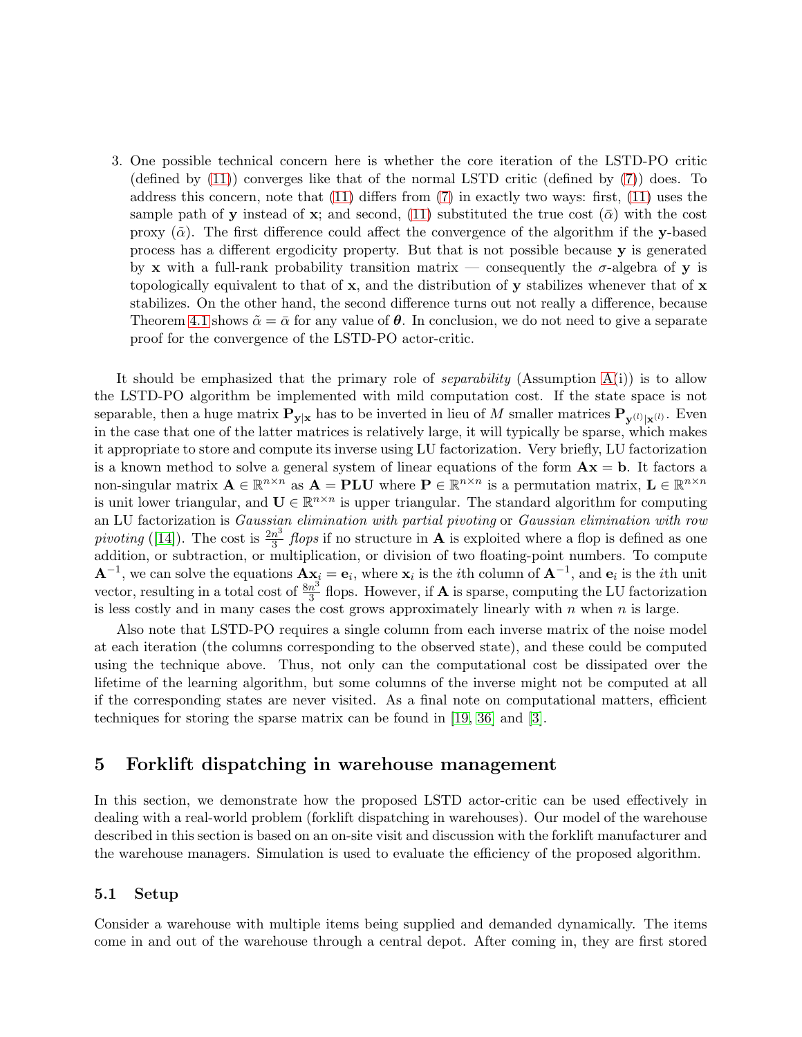3. One possible technical concern here is whether the core iteration of the LSTD-PO critic (defined by (11)) converges like that of the normal LSTD critic (defined by (7)) does. To address this concern, note that (11) differs from (7) in exactly two ways: first, (11) uses the sample path of $\mathbf{y}$ instead of $\mathbf{x}$; and second, (11) substituted the true cost ($\bar{\alpha}$) with the cost proxy ($\tilde{\alpha}$). The first difference could affect the convergence of the algorithm if the $\mathbf{y}$-based process has a different ergodicity property. But that is not possible because $\mathbf{y}$ is generated by $\mathbf{x}$ with a full-rank probability transition matrix — consequently the $\sigma$-algebra of $\mathbf{y}$ is topologically equivalent to that of $\mathbf{x}$, and the distribution of $\mathbf{y}$ stabilizes whenever that of $\mathbf{x}$ stabilizes. On the other hand, the second difference turns out not really a difference, because Theorem 4.1 shows $\tilde{\alpha} = \bar{\alpha}$ for any value of $\boldsymbol{\theta}$. In conclusion, we do not need to give a separate proof for the convergence of the LSTD-PO actor-critic.

It should be emphasized that the primary role of *separability* (Assumption A(i)) is to allow the LSTD-PO algorithm be implemented with mild computation cost. If the state space is not separable, then a huge matrix $\mathbf{P}_{\mathbf{y}|\mathbf{x}}$ has to be inverted in lieu of $M$ smaller matrices $\mathbf{P}_{\mathbf{y}^{(l)}|\mathbf{x}^{(l)}}$. Even in the case that one of the latter matrices is relatively large, it will typically be sparse, which makes it appropriate to store and compute its inverse using LU factorization. Very briefly, LU factorization is a known method to solve a general system of linear equations of the form $\mathbf{Ax} = \mathbf{b}$. It factors a non-singular matrix $\mathbf{A} \in \mathbb{R}^{n\times n}$ as $\mathbf{A} = \mathbf{PLU}$ where $\mathbf{P} \in \mathbb{R}^{n\times n}$ is a permutation matrix, $\mathbf{L} \in \mathbb{R}^{n\times n}$ is unit lower triangular, and $\mathbf{U} \in \mathbb{R}^{n\times n}$ is upper triangular. The standard algorithm for computing an LU factorization is *Gaussian elimination with partial pivoting* or *Gaussian elimination with row pivoting* ([14]). The cost is $\frac{2n^3}{3}$ *flops* if no structure in $\mathbf{A}$ is exploited where a flop is defined as one addition, or subtraction, or multiplication, or division of two floating-point numbers. To compute $\mathbf{A}^{-1}$, we can solve the equations $\mathbf{Ax}_i = \mathbf{e}_i$, where $\mathbf{x}_i$ is the $i$th column of $\mathbf{A}^{-1}$, and $\mathbf{e}_i$ is the $i$th unit vector, resulting in a total cost of $\frac{8n^3}{3}$ flops. However, if $\mathbf{A}$ is sparse, computing the LU factorization is less costly and in many cases the cost grows approximately linearly with $n$ when $n$ is large.

Also note that LSTD-PO requires a single column from each inverse matrix of the noise model at each iteration (the columns corresponding to the observed state), and these could be computed using the technique above. Thus, not only can the computational cost be dissipated over the lifetime of the learning algorithm, but some columns of the inverse might not be computed at all if the corresponding states are never visited. As a final note on computational matters, efficient techniques for storing the sparse matrix can be found in [19, 36] and [3].

## 5 Forklift dispatching in warehouse management

In this section, we demonstrate how the proposed LSTD actor-critic can be used effectively in dealing with a real-world problem (forklift dispatching in warehouses). Our model of the warehouse described in this section is based on an on-site visit and discussion with the forklift manufacturer and the warehouse managers. Simulation is used to evaluate the efficiency of the proposed algorithm.

### 5.1 Setup

Consider a warehouse with multiple items being supplied and demanded dynamically. The items come in and out of the warehouse through a central depot. After coming in, they are first stored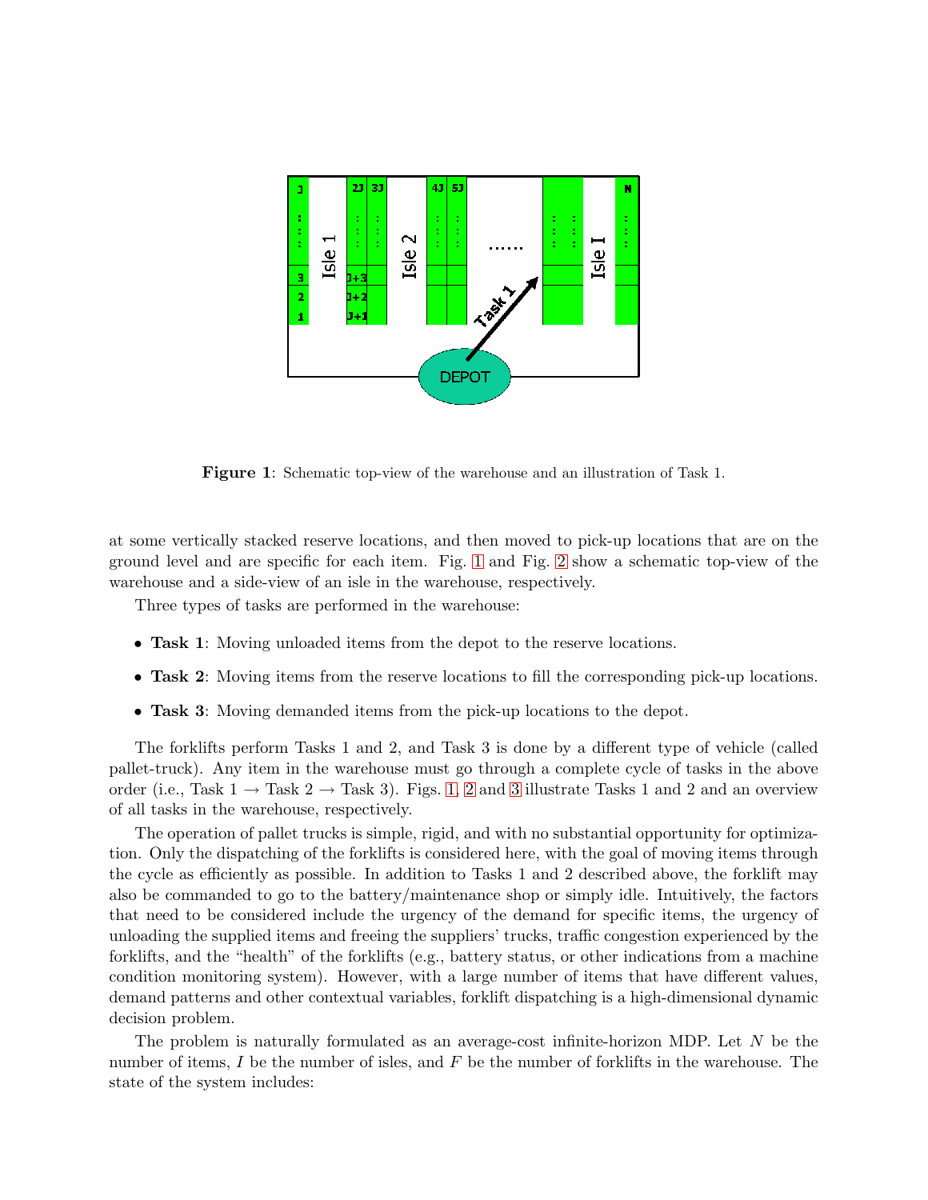**Figure 1**: Schematic top-view of the warehouse and an illustration of Task 1.

at some vertically stacked reserve locations, and then moved to pick-up locations that are on the ground level and are specific for each item. Fig. 1 and Fig. 2 show a schematic top-view of the warehouse and a side-view of an isle in the warehouse, respectively.

Three types of tasks are performed in the warehouse:

- **Task 1**: Moving unloaded items from the depot to the reserve locations.
- **Task 2**: Moving items from the reserve locations to fill the corresponding pick-up locations.
- **Task 3**: Moving demanded items from the pick-up locations to the depot.

The forklifts perform Tasks 1 and 2, and Task 3 is done by a different type of vehicle (called pallet-truck). Any item in the warehouse must go through a complete cycle of tasks in the above order (i.e., Task 1 → Task 2 → Task 3). Figs. 1, 2 and 3 illustrate Tasks 1 and 2 and an overview of all tasks in the warehouse, respectively.

The operation of pallet trucks is simple, rigid, and with no substantial opportunity for optimization. Only the dispatching of the forklifts is considered here, with the goal of moving items through the cycle as efficiently as possible. In addition to Tasks 1 and 2 described above, the forklift may also be commanded to go to the battery/maintenance shop or simply idle. Intuitively, the factors that need to be considered include the urgency of the demand for specific items, the urgency of unloading the supplied items and freeing the suppliers' trucks, traffic congestion experienced by the forklifts, and the "health" of the forklifts (e.g., battery status, or other indications from a machine condition monitoring system). However, with a large number of items that have different values, demand patterns and other contextual variables, forklift dispatching is a high-dimensional dynamic decision problem.

The problem is naturally formulated as an average-cost infinite-horizon MDP. Let $N$ be the number of items, $I$ be the number of isles, and $F$ be the number of forklifts in the warehouse. The state of the system includes: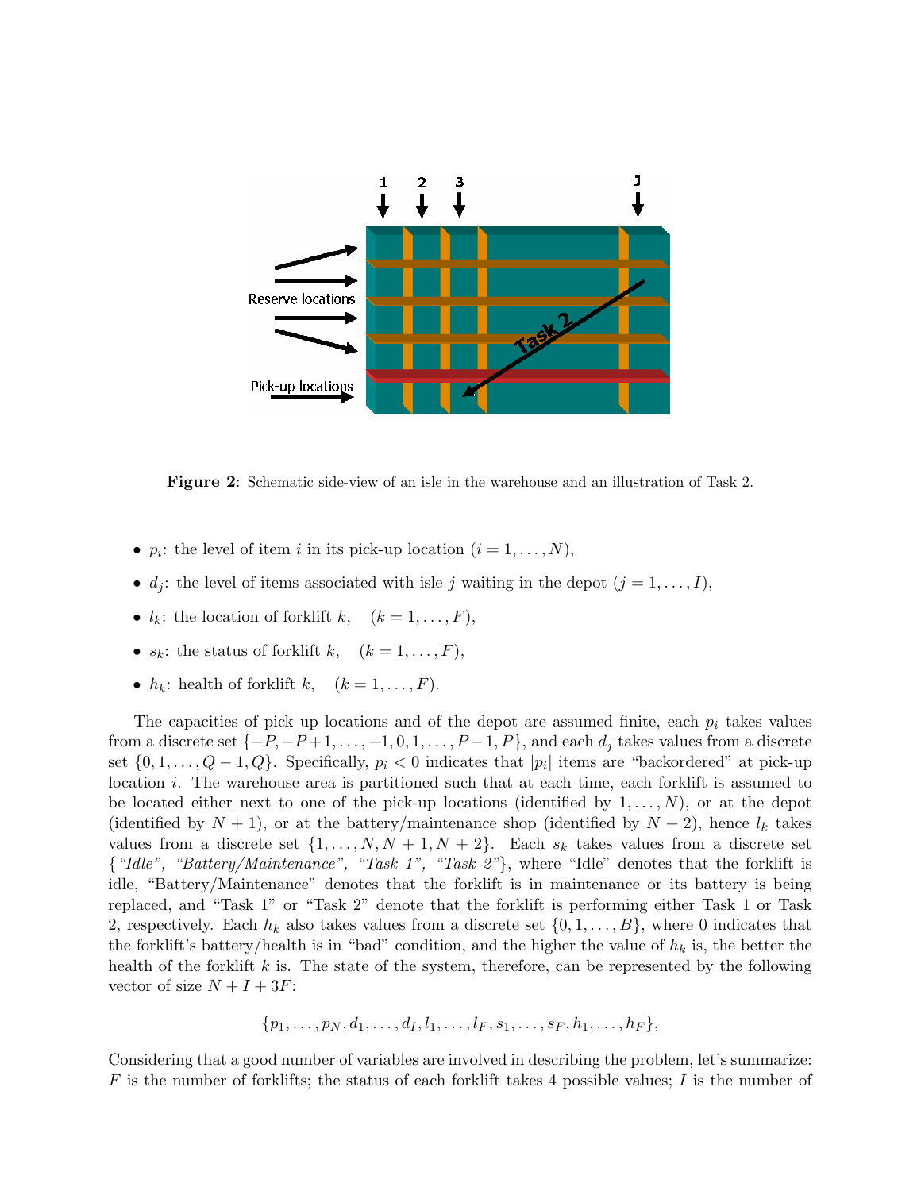**Figure 2**: Schematic side-view of an isle in the warehouse and an illustration of Task 2.

- $p_i$: the level of item $i$ in its pick-up location ($i = 1, \dots, N$),
- $d_j$: the level of items associated with isle $j$ waiting in the depot ($j = 1, \dots, I$),
- $l_k$: the location of forklift $k$, $\quad (k = 1, \dots, F)$,
- $s_k$: the status of forklift $k$, $\quad (k = 1, \dots, F)$,
- $h_k$: health of forklift $k$, $\quad (k = 1, \dots, F)$.

The capacities of pick up locations and of the depot are assumed finite, each $p_i$ takes values from a discrete set $\{-P, -P+1, \dots, -1, 0, 1, \dots, P-1, P\}$, and each $d_j$ takes values from a discrete set $\{0, 1, \dots, Q-1, Q\}$. Specifically, $p_i < 0$ indicates that $|p_i|$ items are "backordered" at pick-up location $i$. The warehouse area is partitioned such that at each time, each forklift is assumed to be located either next to one of the pick-up locations (identified by $1, \dots, N$), or at the depot (identified by $N+1$), or at the battery/maintenance shop (identified by $N+2$), hence $l_k$ takes values from a discrete set $\{1, \dots, N, N+1, N+2\}$. Each $s_k$ takes values from a discrete set {*"Idle", "Battery/Maintenance", "Task 1", "Task 2"*}, where "Idle" denotes that the forklift is idle, "Battery/Maintenance" denotes that the forklift is in maintenance or its battery is being replaced, and "Task 1" or "Task 2" denote that the forklift is performing either Task 1 or Task 2, respectively. Each $h_k$ also takes values from a discrete set $\{0, 1, \dots, B\}$, where 0 indicates that the forklift's battery/health is in "bad" condition, and the higher the value of $h_k$ is, the better the health of the forklift $k$ is. The state of the system, therefore, can be represented by the following vector of size $N + I + 3F$:

$$\{p_1, \dots, p_N, d_1, \dots, d_I, l_1, \dots, l_F, s_1, \dots, s_F, h_1, \dots, h_F\},$$

Considering that a good number of variables are involved in describing the problem, let's summarize: $F$ is the number of forklifts; the status of each forklift takes 4 possible values; $I$ is the number of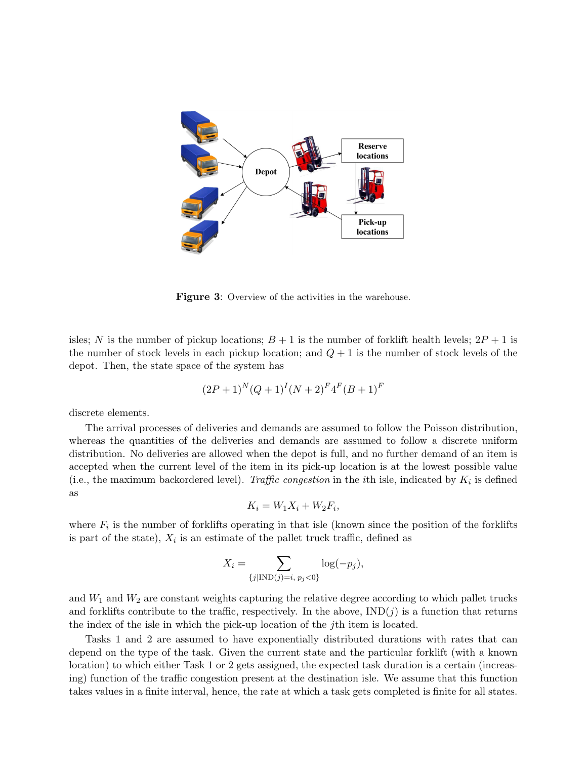**Figure 3**: Overview of the activities in the warehouse.

isles; $N$ is the number of pickup locations; $B+1$ is the number of forklift health levels; $2P+1$ is the number of stock levels in each pickup location; and $Q+1$ is the number of stock levels of the depot. Then, the state space of the system has

$$(2P+1)^N (Q+1)^I (N+2)^F 4^F (B+1)^F$$

discrete elements.

The arrival processes of deliveries and demands are assumed to follow the Poisson distribution, whereas the quantities of the deliveries and demands are assumed to follow a discrete uniform distribution. No deliveries are allowed when the depot is full, and no further demand of an item is accepted when the current level of the item in its pick-up location is at the lowest possible value (i.e., the maximum backordered level). *Traffic congestion* in the $i$th isle, indicated by $K_i$ is defined as

$$K_i = W_1 X_i + W_2 F_i,$$

where $F_i$ is the number of forklifts operating in that isle (known since the position of the forklifts is part of the state), $X_i$ is an estimate of the pallet truck traffic, defined as

$$X_i = \sum_{\{j | \text{IND}(j)=i,\ p_j<0\}} \log(-p_j),$$

and $W_1$ and $W_2$ are constant weights capturing the relative degree according to which pallet trucks and forklifts contribute to the traffic, respectively. In the above, $\text{IND}(j)$ is a function that returns the index of the isle in which the pick-up location of the $j$th item is located.

Tasks 1 and 2 are assumed to have exponentially distributed durations with rates that can depend on the type of the task. Given the current state and the particular forklift (with a known location) to which either Task 1 or 2 gets assigned, the expected task duration is a certain (increasing) function of the traffic congestion present at the destination isle. We assume that this function takes values in a finite interval, hence, the rate at which a task gets completed is finite for all states.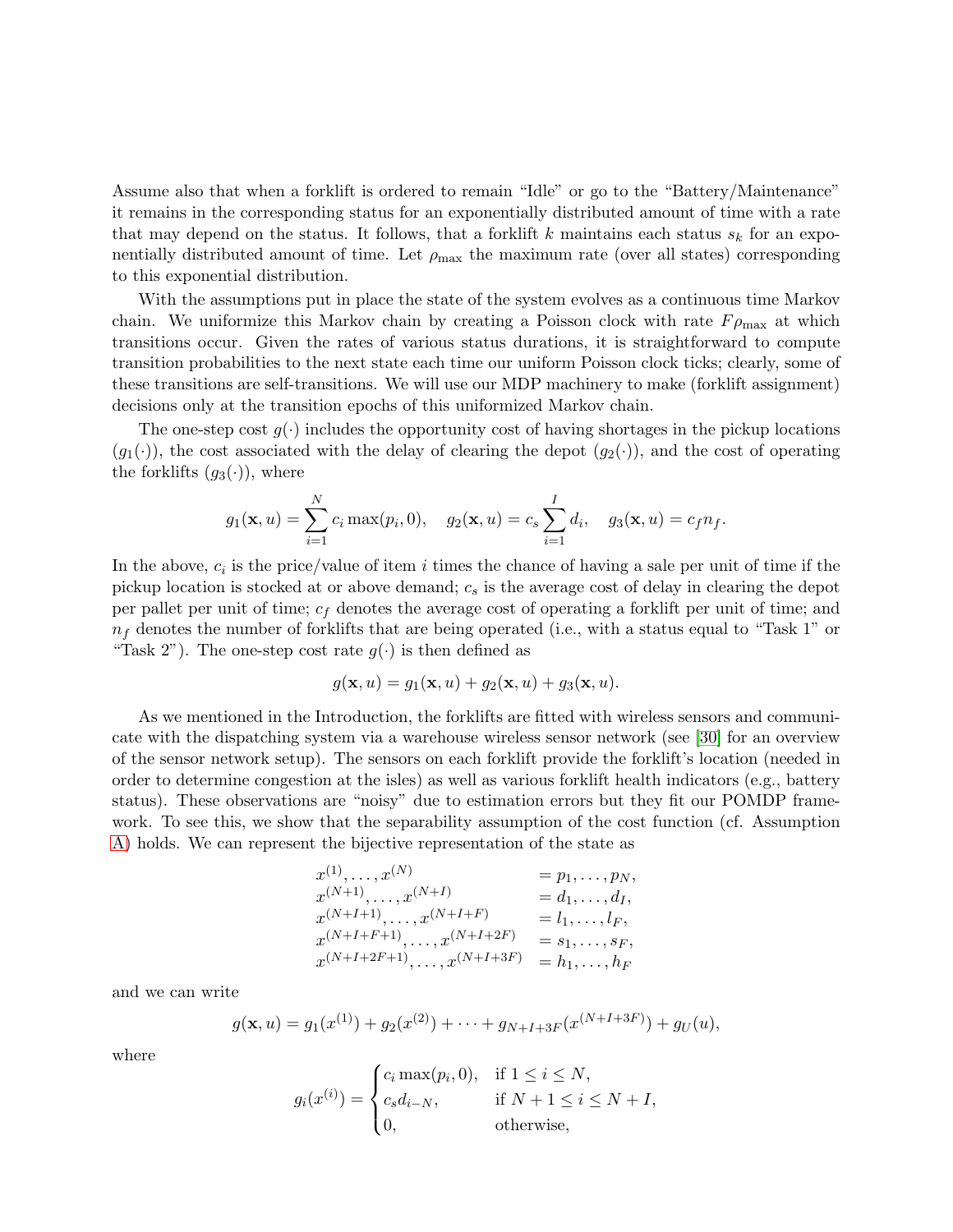Assume also that when a forklift is ordered to remain "Idle" or go to the "Battery/Maintenance" it remains in the corresponding status for an exponentially distributed amount of time with a rate that may depend on the status. It follows, that a forklift $k$ maintains each status $s_k$ for an exponentially distributed amount of time. Let $\rho_{\max}$ the maximum rate (over all states) corresponding to this exponential distribution.

With the assumptions put in place the state of the system evolves as a continuous time Markov chain. We uniformize this Markov chain by creating a Poisson clock with rate $F\rho_{\max}$ at which transitions occur. Given the rates of various status durations, it is straightforward to compute transition probabilities to the next state each time our uniform Poisson clock ticks; clearly, some of these transitions are self-transitions. We will use our MDP machinery to make (forklift assignment) decisions only at the transition epochs of this uniformized Markov chain.

The one-step cost $g(\cdot)$ includes the opportunity cost of having shortages in the pickup locations ($g_1(\cdot)$), the cost associated with the delay of clearing the depot ($g_2(\cdot)$), and the cost of operating the forklifts ($g_3(\cdot)$), where

$$g_1(\mathbf{x}, u) = \sum_{i=1}^{N} c_i \max(p_i, 0), \quad g_2(\mathbf{x}, u) = c_s \sum_{i=1}^{I} d_i, \quad g_3(\mathbf{x}, u) = c_f n_f.$$

In the above, $c_i$ is the price/value of item $i$ times the chance of having a sale per unit of time if the pickup location is stocked at or above demand; $c_s$ is the average cost of delay in clearing the depot per pallet per unit of time; $c_f$ denotes the average cost of operating a forklift per unit of time; and $n_f$ denotes the number of forklifts that are being operated (i.e., with a status equal to "Task 1" or "Task 2"). The one-step cost rate $g(\cdot)$ is then defined as

$$g(\mathbf{x}, u) = g_1(\mathbf{x}, u) + g_2(\mathbf{x}, u) + g_3(\mathbf{x}, u).$$

As we mentioned in the Introduction, the forklifts are fitted with wireless sensors and communicate with the dispatching system via a warehouse wireless sensor network (see [30] for an overview of the sensor network setup). The sensors on each forklift provide the forklift's location (needed in order to determine congestion at the isles) as well as various forklift health indicators (e.g., battery status). These observations are "noisy" due to estimation errors but they fit our POMDP framework. To see this, we show that the separability assumption of the cost function (cf. Assumption A) holds. We can represent the bijective representation of the state as

$$\begin{aligned}
x^{(1)}, \ldots, x^{(N)} &= p_1, \ldots, p_N, \\
x^{(N+1)}, \ldots, x^{(N+I)} &= d_1, \ldots, d_I, \\
x^{(N+I+1)}, \ldots, x^{(N+I+F)} &= l_1, \ldots, l_F, \\
x^{(N+I+F+1)}, \ldots, x^{(N+I+2F)} &= s_1, \ldots, s_F, \\
x^{(N+I+2F+1)}, \ldots, x^{(N+I+3F)} &= h_1, \ldots, h_F
\end{aligned}$$

and we can write

$$g(\mathbf{x}, u) = g_1(x^{(1)}) + g_2(x^{(2)}) + \cdots + g_{N+I+3F}(x^{(N+I+3F)}) + g_U(u),$$

where

$$g_i(x^{(i)}) = \begin{cases} c_i \max(p_i, 0), & \text{if } 1 \le i \le N, \\ c_s d_{i-N}, & \text{if } N+1 \le i \le N+I, \\ 0, & \text{otherwise,} \end{cases}$$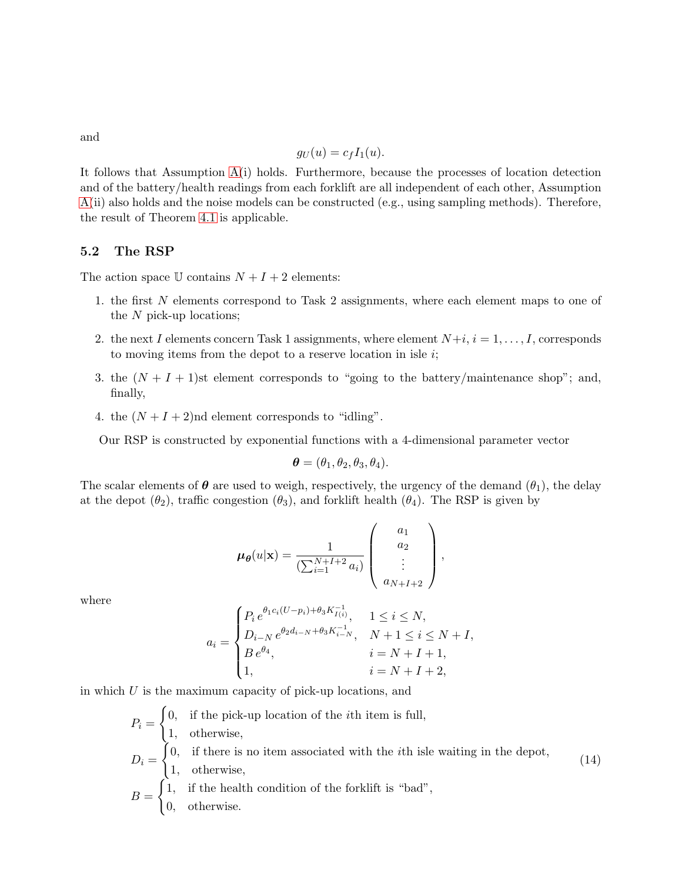and

$$g_U(u) = c_f I_1(u).$$

It follows that Assumption A(i) holds. Furthermore, because the processes of location detection and of the battery/health readings from each forklift are all independent of each other, Assumption A(ii) also holds and the noise models can be constructed (e.g., using sampling methods). Therefore, the result of Theorem 4.1 is applicable.

### 5.2 The RSP

The action space $\mathbb{U}$ contains $N + I + 2$ elements:

1. the first $N$ elements correspond to Task 2 assignments, where each element maps to one of the $N$ pick-up locations;
2. the next $I$ elements concern Task 1 assignments, where element $N+i$, $i = 1, \ldots, I$, corresponds to moving items from the depot to a reserve location in isle $i$;
3. the $(N + I + 1)$st element corresponds to "going to the battery/maintenance shop"; and, finally,
4. the $(N + I + 2)$nd element corresponds to "idling".

Our RSP is constructed by exponential functions with a 4-dimensional parameter vector

$$\boldsymbol{\theta} = (\theta_1, \theta_2, \theta_3, \theta_4).$$

The scalar elements of $\boldsymbol{\theta}$ are used to weigh, respectively, the urgency of the demand ($\theta_1$), the delay at the depot ($\theta_2$), traffic congestion ($\theta_3$), and forklift health ($\theta_4$). The RSP is given by

$$\boldsymbol{\mu}_{\boldsymbol{\theta}}(u|\mathbf{x}) = \frac{1}{(\sum_{i=1}^{N+I+2} a_i)} \begin{pmatrix} a_1 \\ a_2 \\ \vdots \\ a_{N+I+2} \end{pmatrix},$$

where

$$a_i = \begin{cases} P_i \, e^{\theta_1 c_i (U - p_i) + \theta_3 K_{I(i)}^{-1}}, & 1 \leq i \leq N, \\ D_{i-N} \, e^{\theta_2 d_{i-N} + \theta_3 K_{i-N}^{-1}}, & N+1 \leq i \leq N+I, \\ B \, e^{\theta_4}, & i = N+I+1, \\ 1, & i = N+I+2, \end{cases}$$

in which $U$ is the maximum capacity of pick-up locations, and

$$\begin{aligned} P_i &= \begin{cases} 0, & \text{if the pick-up location of the } i\text{th item is full,} \\ 1, & \text{otherwise,} \end{cases} \\ D_i &= \begin{cases} 0, & \text{if there is no item associated with the } i\text{th isle waiting in the depot,} \\ 1, & \text{otherwise,} \end{cases} \\ B &= \begin{cases} 1, & \text{if the health condition of the forklift is "bad",} \\ 0, & \text{otherwise.} \end{cases} \end{aligned} \tag{14}$$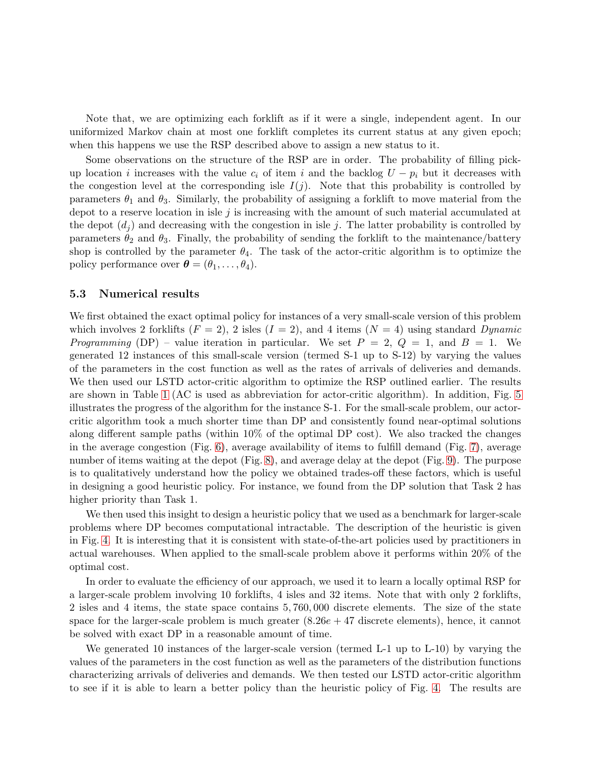Note that, we are optimizing each forklift as if it were a single, independent agent. In our uniformized Markov chain at most one forklift completes its current status at any given epoch; when this happens we use the RSP described above to assign a new status to it.

Some observations on the structure of the RSP are in order. The probability of filling pick-up location $i$ increases with the value $c_i$ of item $i$ and the backlog $U - p_i$ but it decreases with the congestion level at the corresponding isle $I(j)$. Note that this probability is controlled by parameters $\theta_1$ and $\theta_3$. Similarly, the probability of assigning a forklift to move material from the depot to a reserve location in isle $j$ is increasing with the amount of such material accumulated at the depot ($d_j$) and decreasing with the congestion in isle $j$. The latter probability is controlled by parameters $\theta_2$ and $\theta_3$. Finally, the probability of sending the forklift to the maintenance/battery shop is controlled by the parameter $\theta_4$. The task of the actor-critic algorithm is to optimize the policy performance over $\boldsymbol{\theta} = (\theta_1, \ldots, \theta_4)$.

### 5.3 Numerical results

We first obtained the exact optimal policy for instances of a very small-scale version of this problem which involves 2 forklifts ($F = 2$), 2 isles ($I = 2$), and 4 items ($N = 4$) using standard *Dynamic Programming* (DP) – value iteration in particular. We set $P = 2$, $Q = 1$, and $B = 1$. We generated 12 instances of this small-scale version (termed S-1 up to S-12) by varying the values of the parameters in the cost function as well as the rates of arrivals of deliveries and demands. We then used our LSTD actor-critic algorithm to optimize the RSP outlined earlier. The results are shown in Table 1 (AC is used as abbreviation for actor-critic algorithm). In addition, Fig. 5 illustrates the progress of the algorithm for the instance S-1. For the small-scale problem, our actor-critic algorithm took a much shorter time than DP and consistently found near-optimal solutions along different sample paths (within 10% of the optimal DP cost). We also tracked the changes in the average congestion (Fig. 6), average availability of items to fulfill demand (Fig. 7), average number of items waiting at the depot (Fig. 8), and average delay at the depot (Fig. 9). The purpose is to qualitatively understand how the policy we obtained trades-off these factors, which is useful in designing a good heuristic policy. For instance, we found from the DP solution that Task 2 has higher priority than Task 1.

We then used this insight to design a heuristic policy that we used as a benchmark for larger-scale problems where DP becomes computational intractable. The description of the heuristic is given in Fig. 4. It is interesting that it is consistent with state-of-the-art policies used by practitioners in actual warehouses. When applied to the small-scale problem above it performs within 20% of the optimal cost.

In order to evaluate the efficiency of our approach, we used it to learn a locally optimal RSP for a larger-scale problem involving 10 forklifts, 4 isles and 32 items. Note that with only 2 forklifts, 2 isles and 4 items, the state space contains 5,760,000 discrete elements. The size of the state space for the larger-scale problem is much greater ($8.26e+47$ discrete elements), hence, it cannot be solved with exact DP in a reasonable amount of time.

We generated 10 instances of the larger-scale version (termed L-1 up to L-10) by varying the values of the parameters in the cost function as well as the parameters of the distribution functions characterizing arrivals of deliveries and demands. We then tested our LSTD actor-critic algorithm to see if it is able to learn a better policy than the heuristic policy of Fig. 4. The results are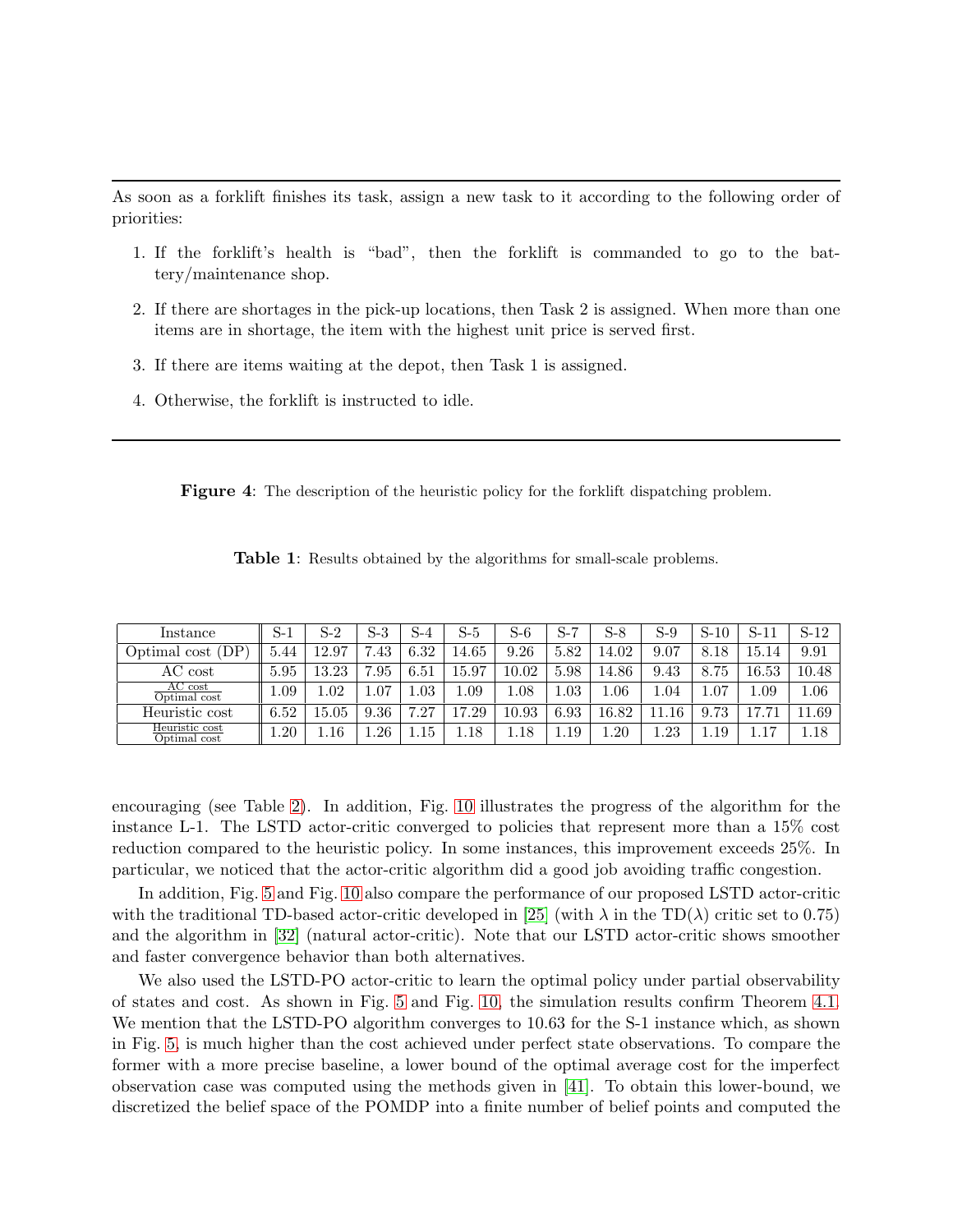As soon as a forklift finishes its task, assign a new task to it according to the following order of priorities:

1. If the forklift's health is "bad", then the forklift is commanded to go to the battery/maintenance shop.
2. If there are shortages in the pick-up locations, then Task 2 is assigned. When more than one items are in shortage, the item with the highest unit price is served first.
3. If there are items waiting at the depot, then Task 1 is assigned.
4. Otherwise, the forklift is instructed to idle.

**Figure 4**: The description of the heuristic policy for the forklift dispatching problem.

**Table 1**: Results obtained by the algorithms for small-scale problems.

| Instance | S-1 | S-2 | S-3 | S-4 | S-5 | S-6 | S-7 | S-8 | S-9 | S-10 | S-11 | S-12 |
|---|---|---|---|---|---|---|---|---|---|---|---|---|
| Optimal cost (DP) | 5.44 | 12.97 | 7.43 | 6.32 | 14.65 | 9.26 | 5.82 | 14.02 | 9.07 | 8.18 | 15.14 | 9.91 |
| AC cost | 5.95 | 13.23 | 7.95 | 6.51 | 15.97 | 10.02 | 5.98 | 14.86 | 9.43 | 8.75 | 16.53 | 10.48 |
| $\frac{\text{AC cost}}{\text{Optimal cost}}$ | 1.09 | 1.02 | 1.07 | 1.03 | 1.09 | 1.08 | 1.03 | 1.06 | 1.04 | 1.07 | 1.09 | 1.06 |
| Heuristic cost | 6.52 | 15.05 | 9.36 | 7.27 | 17.29 | 10.93 | 6.93 | 16.82 | 11.16 | 9.73 | 17.71 | 11.69 |
| $\frac{\text{Heuristic cost}}{\text{Optimal cost}}$ | 1.20 | 1.16 | 1.26 | 1.15 | 1.18 | 1.18 | 1.19 | 1.20 | 1.23 | 1.19 | 1.17 | 1.18 |

encouraging (see Table 2). In addition, Fig. 10 illustrates the progress of the algorithm for the instance L-1. The LSTD actor-critic converged to policies that represent more than a 15% cost reduction compared to the heuristic policy. In some instances, this improvement exceeds 25%. In particular, we noticed that the actor-critic algorithm did a good job avoiding traffic congestion.

In addition, Fig. 5 and Fig. 10 also compare the performance of our proposed LSTD actor-critic with the traditional TD-based actor-critic developed in [25] (with $\lambda$ in the TD($\lambda$) critic set to 0.75) and the algorithm in [32] (natural actor-critic). Note that our LSTD actor-critic shows smoother and faster convergence behavior than both alternatives.

We also used the LSTD-PO actor-critic to learn the optimal policy under partial observability of states and cost. As shown in Fig. 5 and Fig. 10, the simulation results confirm Theorem 4.1. We mention that the LSTD-PO algorithm converges to 10.63 for the S-1 instance which, as shown in Fig. 5, is much higher than the cost achieved under perfect state observations. To compare the former with a more precise baseline, a lower bound of the optimal average cost for the imperfect observation case was computed using the methods given in [41]. To obtain this lower-bound, we discretized the belief space of the POMDP into a finite number of belief points and computed the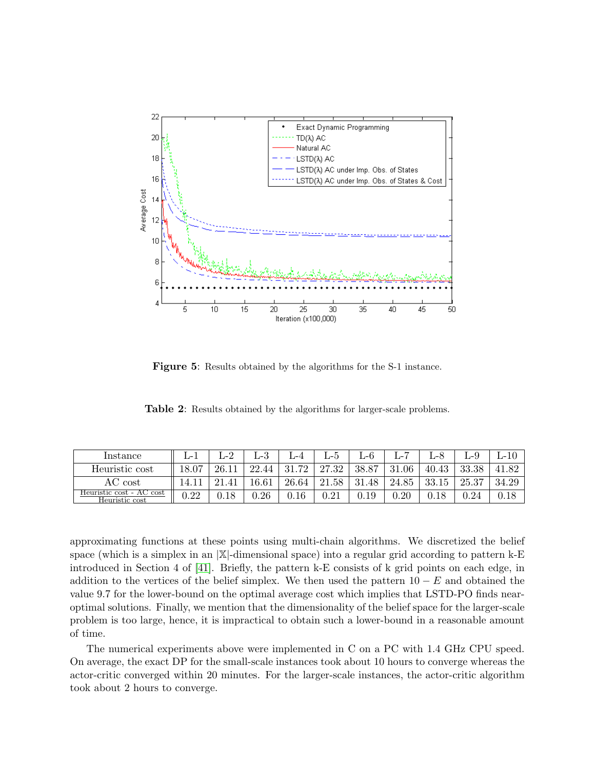**Figure 5**: Results obtained by the algorithms for the S-1 instance.

**Table 2**: Results obtained by the algorithms for larger-scale problems.

| Instance | L-1 | L-2 | L-3 | L-4 | L-5 | L-6 | L-7 | L-8 | L-9 | L-10 |
|---|---|---|---|---|---|---|---|---|---|---|
| Heuristic cost | 18.07 | 26.11 | 22.44 | 31.72 | 27.32 | 38.87 | 31.06 | 40.43 | 33.38 | 41.82 |
| AC cost | 14.11 | 21.41 | 16.61 | 26.64 | 21.58 | 31.48 | 24.85 | 33.15 | 25.37 | 34.29 |
| $\frac{\text{Heuristic cost - AC cost}}{\text{Heuristic cost}}$ | 0.22 | 0.18 | 0.26 | 0.16 | 0.21 | 0.19 | 0.20 | 0.18 | 0.24 | 0.18 |

approximating functions at these points using multi-chain algorithms. We discretized the belief space (which is a simplex in an $|\mathbb{X}|$-dimensional space) into a regular grid according to pattern k-E introduced in Section 4 of [41]. Briefly, the pattern k-E consists of k grid points on each edge, in addition to the vertices of the belief simplex. We then used the pattern $10 - E$ and obtained the value 9.7 for the lower-bound on the optimal average cost which implies that LSTD-PO finds near-optimal solutions. Finally, we mention that the dimensionality of the belief space for the larger-scale problem is too large, hence, it is impractical to obtain such a lower-bound in a reasonable amount of time.

The numerical experiments above were implemented in C on a PC with 1.4 GHz CPU speed. On average, the exact DP for the small-scale instances took about 10 hours to converge whereas the actor-critic converged within 20 minutes. For the larger-scale instances, the actor-critic algorithm took about 2 hours to converge.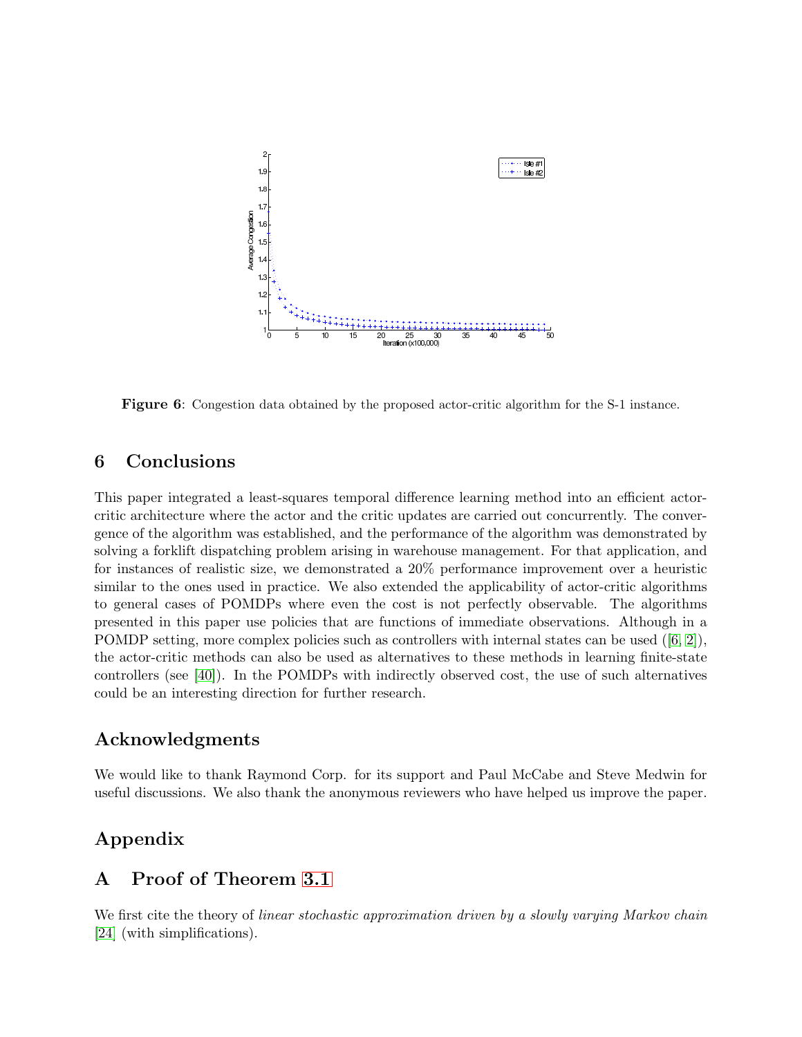**Figure 6**: Congestion data obtained by the proposed actor-critic algorithm for the S-1 instance.

## 6 Conclusions

This paper integrated a least-squares temporal difference learning method into an efficient actor-critic architecture where the actor and the critic updates are carried out concurrently. The convergence of the algorithm was established, and the performance of the algorithm was demonstrated by solving a forklift dispatching problem arising in warehouse management. For that application, and for instances of realistic size, we demonstrated a 20% performance improvement over a heuristic similar to the ones used in practice. We also extended the applicability of actor-critic algorithms to general cases of POMDPs where even the cost is not perfectly observable. The algorithms presented in this paper use policies that are functions of immediate observations. Although in a POMDP setting, more complex policies such as controllers with internal states can be used ([6, 2]), the actor-critic methods can also be used as alternatives to these methods in learning finite-state controllers (see [40]). In the POMDPs with indirectly observed cost, the use of such alternatives could be an interesting direction for further research.

## Acknowledgments

We would like to thank Raymond Corp. for its support and Paul McCabe and Steve Medwin for useful discussions. We also thank the anonymous reviewers who have helped us improve the paper.

## Appendix

## A Proof of Theorem 3.1

We first cite the theory of *linear stochastic approximation driven by a slowly varying Markov chain* [24] (with simplifications).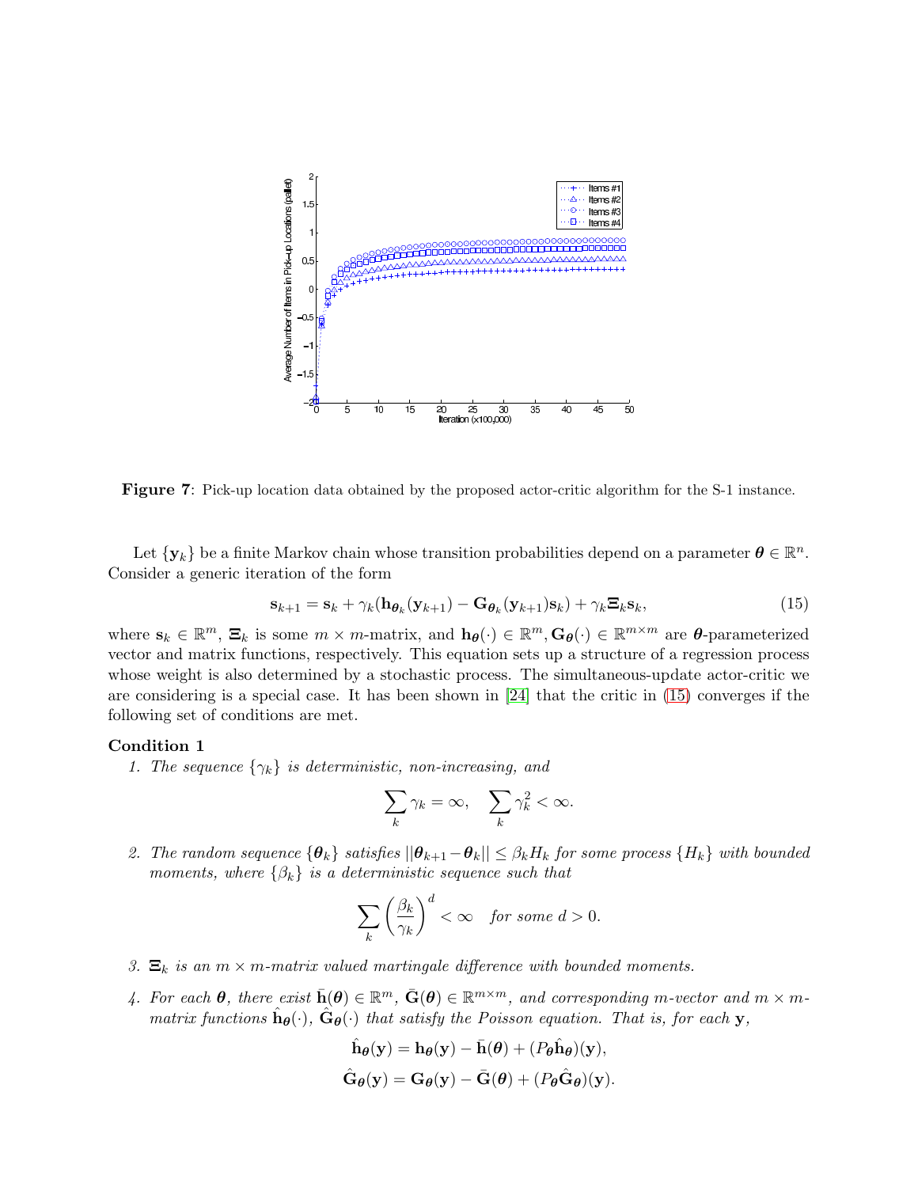**Figure 7**: Pick-up location data obtained by the proposed actor-critic algorithm for the S-1 instance.

Let $\{\mathbf{y}_k\}$ be a finite Markov chain whose transition probabilities depend on a parameter $\boldsymbol{\theta} \in \mathbb{R}^n$. Consider a generic iteration of the form

$$\mathbf{s}_{k+1} = \mathbf{s}_k + \gamma_k(\mathbf{h}_{\boldsymbol{\theta}_k}(\mathbf{y}_{k+1}) - \mathbf{G}_{\boldsymbol{\theta}_k}(\mathbf{y}_{k+1})\mathbf{s}_k) + \gamma_k \boldsymbol{\Xi}_k \mathbf{s}_k, \tag{15}$$

where $\mathbf{s}_k \in \mathbb{R}^m$, $\boldsymbol{\Xi}_k$ is some $m \times m$-matrix, and $\mathbf{h}_{\boldsymbol{\theta}}(\cdot) \in \mathbb{R}^m, \mathbf{G}_{\boldsymbol{\theta}}(\cdot) \in \mathbb{R}^{m\times m}$ are $\boldsymbol{\theta}$-parameterized vector and matrix functions, respectively. This equation sets up a structure of a regression process whose weight is also determined by a stochastic process. The simultaneous-update actor-critic we are considering is a special case. It has been shown in [24] that the critic in (15) converges if the following set of conditions are met.

**Condition 1**

1. *The sequence $\{\gamma_k\}$ is deterministic, non-increasing, and*
$$\sum_k \gamma_k = \infty, \quad \sum_k \gamma_k^2 < \infty.$$
2. *The random sequence $\{\boldsymbol{\theta}_k\}$ satisfies $||\boldsymbol{\theta}_{k+1} - \boldsymbol{\theta}_k|| \leq \beta_k H_k$ for some process $\{H_k\}$ with bounded moments, where $\{\beta_k\}$ is a deterministic sequence such that*
$$\sum_k \left(\frac{\beta_k}{\gamma_k}\right)^d < \infty \quad \textit{for some } d > 0.$$
3. *$\boldsymbol{\Xi}_k$ is an $m \times m$-matrix valued martingale difference with bounded moments.*
4. *For each $\boldsymbol{\theta}$, there exist $\bar{\mathbf{h}}(\boldsymbol{\theta}) \in \mathbb{R}^m$, $\bar{\mathbf{G}}(\boldsymbol{\theta}) \in \mathbb{R}^{m\times m}$, and corresponding $m$-vector and $m \times m$-matrix functions $\hat{\mathbf{h}}_{\boldsymbol{\theta}}(\cdot)$, $\hat{\mathbf{G}}_{\boldsymbol{\theta}}(\cdot)$ that satisfy the Poisson equation. That is, for each $\mathbf{y}$,*
$$\hat{\mathbf{h}}_{\boldsymbol{\theta}}(\mathbf{y}) = \mathbf{h}_{\boldsymbol{\theta}}(\mathbf{y}) - \bar{\mathbf{h}}(\boldsymbol{\theta}) + (P_{\boldsymbol{\theta}}\hat{\mathbf{h}}_{\boldsymbol{\theta}})(\mathbf{y}),$$
$$\hat{\mathbf{G}}_{\boldsymbol{\theta}}(\mathbf{y}) = \mathbf{G}_{\boldsymbol{\theta}}(\mathbf{y}) - \bar{\mathbf{G}}(\boldsymbol{\theta}) + (P_{\boldsymbol{\theta}}\hat{\mathbf{G}}_{\boldsymbol{\theta}})(\mathbf{y}).$$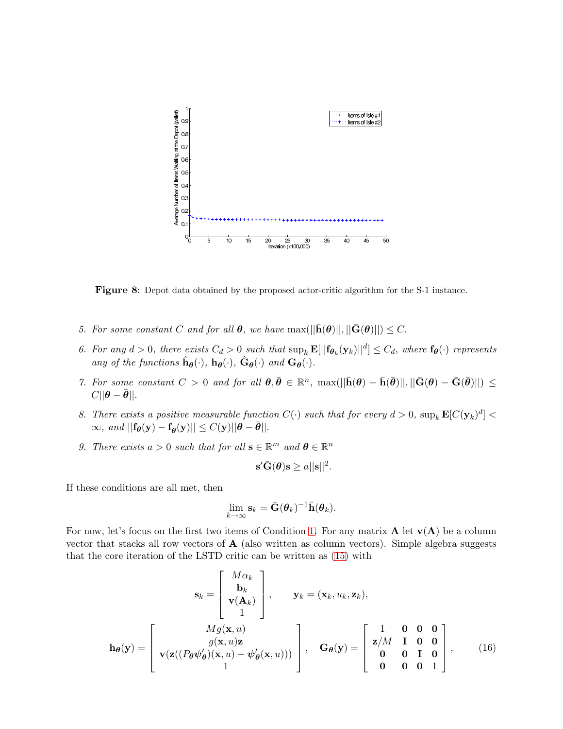**Figure 8**: Depot data obtained by the proposed actor-critic algorithm for the S-1 instance.

5. *For some constant $C$ and for all $\boldsymbol{\theta}$, we have* $\max(||\bar{\mathbf{h}}(\boldsymbol{\theta})||, ||\bar{\mathbf{G}}(\boldsymbol{\theta})||) \leq C$.

6. *For any $d > 0$, there exists $C_d > 0$ such that* $\sup_k \mathbf{E}[||\mathbf{f}_{\boldsymbol{\theta}_k}(\mathbf{y}_k)||^d] \leq C_d$, *where $\mathbf{f}_{\boldsymbol{\theta}}(\cdot)$ represents any of the functions $\hat{\mathbf{h}}_{\boldsymbol{\theta}}(\cdot)$, $\mathbf{h}_{\boldsymbol{\theta}}(\cdot)$, $\hat{\mathbf{G}}_{\boldsymbol{\theta}}(\cdot)$ and $\mathbf{G}_{\boldsymbol{\theta}}(\cdot)$.*

7. *For some constant $C > 0$ and for all $\boldsymbol{\theta}, \bar{\boldsymbol{\theta}} \in \mathbb{R}^n$,* $\max(||\bar{\mathbf{h}}(\boldsymbol{\theta}) - \bar{\mathbf{h}}(\bar{\boldsymbol{\theta}})||, ||\bar{\mathbf{G}}(\boldsymbol{\theta}) - \bar{\mathbf{G}}(\bar{\boldsymbol{\theta}})||) \leq C||\boldsymbol{\theta} - \bar{\boldsymbol{\theta}}||$.

8. *There exists a positive measurable function $C(\cdot)$ such that for every $d > 0$,* $\sup_k \mathbf{E}[C(\mathbf{y}_k)^d] < \infty$, *and* $||\mathbf{f}_{\boldsymbol{\theta}}(\mathbf{y}) - \mathbf{f}_{\bar{\boldsymbol{\theta}}}(\mathbf{y})|| \leq C(\mathbf{y})||\boldsymbol{\theta} - \bar{\boldsymbol{\theta}}||$.

9. *There exists $a > 0$ such that for all $\mathbf{s} \in \mathbb{R}^m$ and $\boldsymbol{\theta} \in \mathbb{R}^n$*

$$\mathbf{s}'\bar{\mathbf{G}}(\boldsymbol{\theta})\mathbf{s} \geq a||\mathbf{s}||^2.$$

If these conditions are all met, then

$$\lim_{k\to\infty} \mathbf{s}_k = \bar{\mathbf{G}}(\boldsymbol{\theta}_k)^{-1}\bar{\mathbf{h}}(\boldsymbol{\theta}_k).$$

For now, let's focus on the first two items of Condition 1. For any matrix $\mathbf{A}$ let $\mathbf{v}(\mathbf{A})$ be a column vector that stacks all row vectors of $\mathbf{A}$ (also written as column vectors). Simple algebra suggests that the core iteration of the LSTD critic can be written as (15) with

$$\mathbf{s}_k = \begin{bmatrix} M\alpha_k \\ \mathbf{b}_k \\ \mathbf{v}(\mathbf{A}_k) \\ 1 \end{bmatrix}, \qquad \mathbf{y}_k = (\mathbf{x}_k, u_k, \mathbf{z}_k),$$

$$\mathbf{h}_{\boldsymbol{\theta}}(\mathbf{y}) = \begin{bmatrix} Mg(\mathbf{x}, u) \\ g(\mathbf{x}, u)\mathbf{z} \\ \mathbf{v}(\mathbf{z}((P_{\boldsymbol{\theta}}\boldsymbol{\psi}'_{\boldsymbol{\theta}})(\mathbf{x}, u) - \boldsymbol{\psi}'_{\boldsymbol{\theta}}(\mathbf{x}, u))) \\ 1 \end{bmatrix}, \quad \mathbf{G}_{\boldsymbol{\theta}}(\mathbf{y}) = \begin{bmatrix} 1 & \mathbf{0} & \mathbf{0} & \mathbf{0} \\ \mathbf{z}/M & \mathbf{I} & \mathbf{0} & \mathbf{0} \\ \mathbf{0} & \mathbf{0} & \mathbf{I} & \mathbf{0} \\ \mathbf{0} & \mathbf{0} & \mathbf{0} & 1 \end{bmatrix}, \tag{16}$$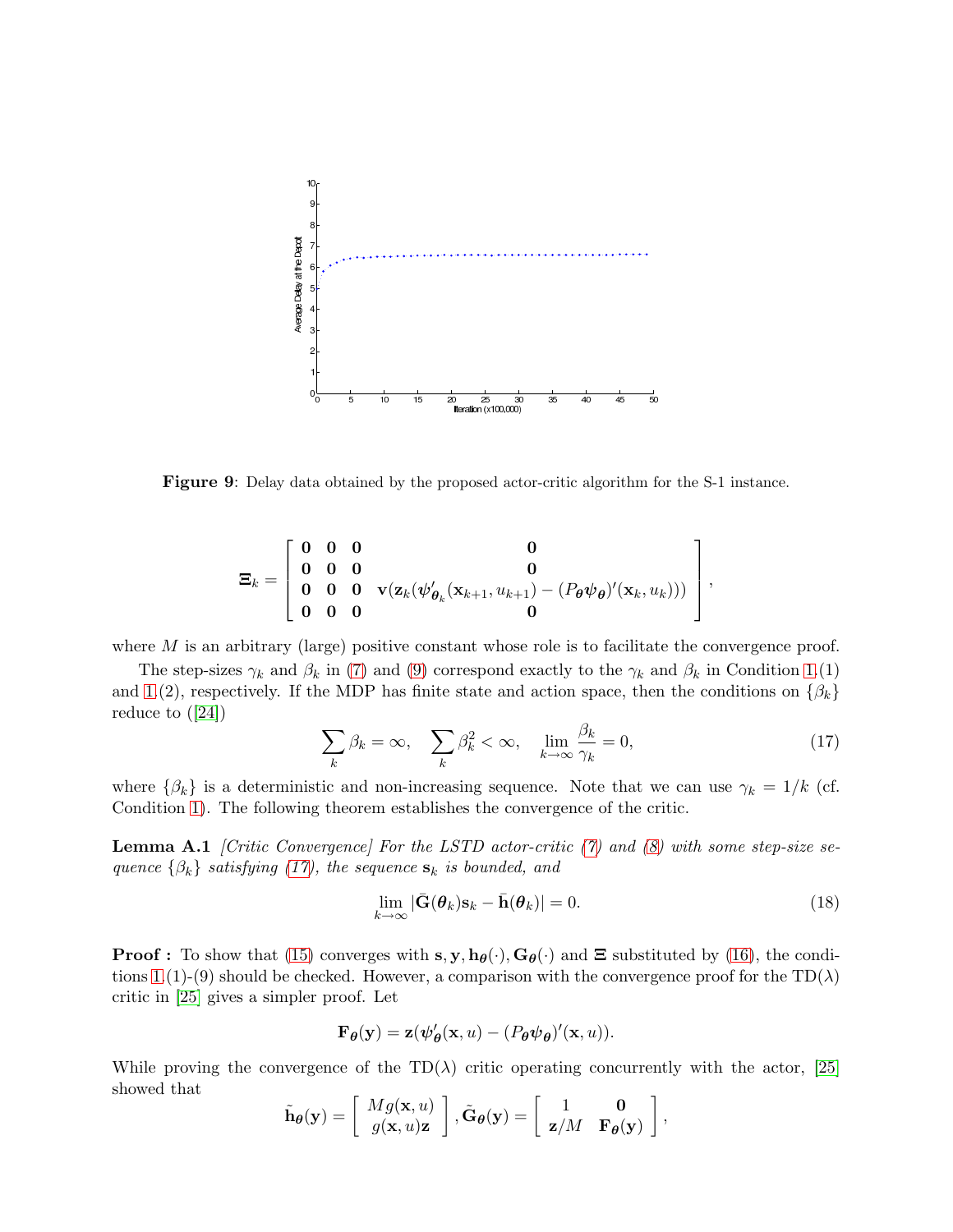**Figure 9**: Delay data obtained by the proposed actor-critic algorithm for the S-1 instance.

$$
\boldsymbol{\Xi}_k = \begin{bmatrix} \mathbf{0} & \mathbf{0} & \mathbf{0} & \mathbf{0} \\ \mathbf{0} & \mathbf{0} & \mathbf{0} & \mathbf{0} \\ \mathbf{0} & \mathbf{0} & \mathbf{0} & \mathbf{v}(\mathbf{z}_k(\boldsymbol{\psi}'_{\boldsymbol{\theta}_k}(\mathbf{x}_{k+1}, u_{k+1}) - (P_{\boldsymbol{\theta}}\boldsymbol{\psi}_{\boldsymbol{\theta}})'(\mathbf{x}_k, u_k))) \\ \mathbf{0} & \mathbf{0} & \mathbf{0} & \mathbf{0} \end{bmatrix},
$$

where $M$ is an arbitrary (large) positive constant whose role is to facilitate the convergence proof.

The step-sizes $\gamma_k$ and $\beta_k$ in (7) and (9) correspond exactly to the $\gamma_k$ and $\beta_k$ in Condition 1.(1) and 1.(2), respectively. If the MDP has finite state and action space, then the conditions on $\{\beta_k\}$ reduce to ([24])

$$
\sum_k \beta_k = \infty, \quad \sum_k \beta_k^2 < \infty, \quad \lim_{k\to\infty} \frac{\beta_k}{\gamma_k} = 0, \tag{17}
$$

where $\{\beta_k\}$ is a deterministic and non-increasing sequence. Note that we can use $\gamma_k = 1/k$ (cf. Condition 1). The following theorem establishes the convergence of the critic.

**Lemma A.1** *[Critic Convergence] For the LSTD actor-critic (7) and (8) with some step-size sequence $\{\beta_k\}$ satisfying (17), the sequence $\mathbf{s}_k$ is bounded, and*

$$
\lim_{k\to\infty} |\bar{\mathbf{G}}(\boldsymbol{\theta}_k)\mathbf{s}_k - \bar{\mathbf{h}}(\boldsymbol{\theta}_k)| = 0. \tag{18}
$$

**Proof :** To show that (15) converges with $\mathbf{s}, \mathbf{y}, \mathbf{h}_{\boldsymbol{\theta}}(\cdot), \mathbf{G}_{\boldsymbol{\theta}}(\cdot)$ and $\boldsymbol{\Xi}$ substituted by (16), the conditions 1.(1)-(9) should be checked. However, a comparison with the convergence proof for the TD($\lambda$) critic in [25] gives a simpler proof. Let

$$
\mathbf{F}_{\boldsymbol{\theta}}(\mathbf{y}) = \mathbf{z}(\boldsymbol{\psi}'_{\boldsymbol{\theta}}(\mathbf{x}, u) - (P_{\boldsymbol{\theta}}\boldsymbol{\psi}_{\boldsymbol{\theta}})'(\mathbf{x}, u)).
$$

While proving the convergence of the TD($\lambda$) critic operating concurrently with the actor, [25] showed that

$$
\tilde{\mathbf{h}}_{\boldsymbol{\theta}}(\mathbf{y}) = \begin{bmatrix} Mg(\mathbf{x}, u) \\ g(\mathbf{x}, u)\mathbf{z} \end{bmatrix}, \tilde{\mathbf{G}}_{\boldsymbol{\theta}}(\mathbf{y}) = \begin{bmatrix} 1 & \mathbf{0} \\ \mathbf{z}/M & \mathbf{F}_{\boldsymbol{\theta}}(\mathbf{y}) \end{bmatrix},
$$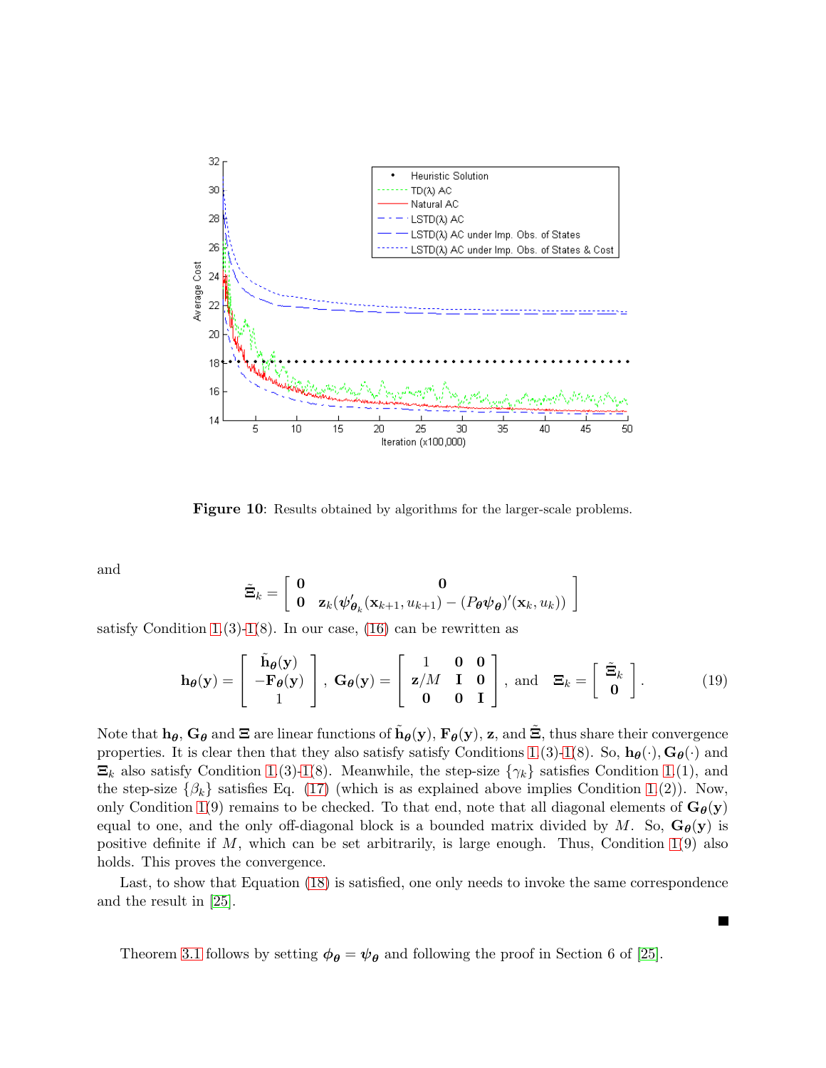**Figure 10**: Results obtained by algorithms for the larger-scale problems.

and

$$\tilde{\boldsymbol{\Xi}}_k = \begin{bmatrix} \mathbf{0} & \mathbf{0} \\ \mathbf{0} & \mathbf{z}_k(\boldsymbol{\psi}'_{\boldsymbol{\theta}_k}(\mathbf{x}_{k+1}, u_{k+1}) - (P_{\boldsymbol{\theta}}\boldsymbol{\psi}_{\boldsymbol{\theta}})'(\mathbf{x}_k, u_k)) \end{bmatrix}$$

satisfy Condition 1(3)-1(8). In our case, (16) can be rewritten as

$$\mathbf{h}_{\boldsymbol{\theta}}(\mathbf{y}) = \begin{bmatrix} \tilde{\mathbf{h}}_{\boldsymbol{\theta}}(\mathbf{y}) \\ -\mathbf{F}_{\boldsymbol{\theta}}(\mathbf{y}) \\ 1 \end{bmatrix}, \; \mathbf{G}_{\boldsymbol{\theta}}(\mathbf{y}) = \begin{bmatrix} 1 & \mathbf{0} & \mathbf{0} \\ \mathbf{z}/M & \mathbf{I} & \mathbf{0} \\ \mathbf{0} & \mathbf{0} & \mathbf{I} \end{bmatrix}, \text{ and } \; \boldsymbol{\Xi}_k = \begin{bmatrix} \tilde{\boldsymbol{\Xi}}_k \\ \mathbf{0} \end{bmatrix}. \tag{19}$$

Note that $\mathbf{h}_{\boldsymbol{\theta}}$, $\mathbf{G}_{\boldsymbol{\theta}}$ and $\boldsymbol{\Xi}$ are linear functions of $\tilde{\mathbf{h}}_{\boldsymbol{\theta}}(\mathbf{y})$, $\mathbf{F}_{\boldsymbol{\theta}}(\mathbf{y})$, $\mathbf{z}$, and $\tilde{\boldsymbol{\Xi}}$, thus share their convergence properties. It is clear then that they also satisfy satisfy Conditions 1(3)-1(8). So, $\mathbf{h}_{\boldsymbol{\theta}}(\cdot)$, $\mathbf{G}_{\boldsymbol{\theta}}(\cdot)$ and $\boldsymbol{\Xi}_k$ also satisfy Condition 1(3)-1(8). Meanwhile, the step-size $\{\gamma_k\}$ satisfies Condition 1(1), and the step-size $\{\beta_k\}$ satisfies Eq. (17) (which is as explained above implies Condition 1(2)). Now, only Condition 1(9) remains to be checked. To that end, note that all diagonal elements of $\mathbf{G}_{\boldsymbol{\theta}}(\mathbf{y})$ equal to one, and the only off-diagonal block is a bounded matrix divided by $M$. So, $\mathbf{G}_{\boldsymbol{\theta}}(\mathbf{y})$ is positive definite if $M$, which can be set arbitrarily, is large enough. Thus, Condition 1(9) also holds. This proves the convergence.

Last, to show that Equation (18) is satisfied, one only needs to invoke the same correspondence and the result in [25].

■

Theorem 3.1 follows by setting $\boldsymbol{\phi}_{\boldsymbol{\theta}} = \boldsymbol{\psi}_{\boldsymbol{\theta}}$ and following the proof in Section 6 of [25].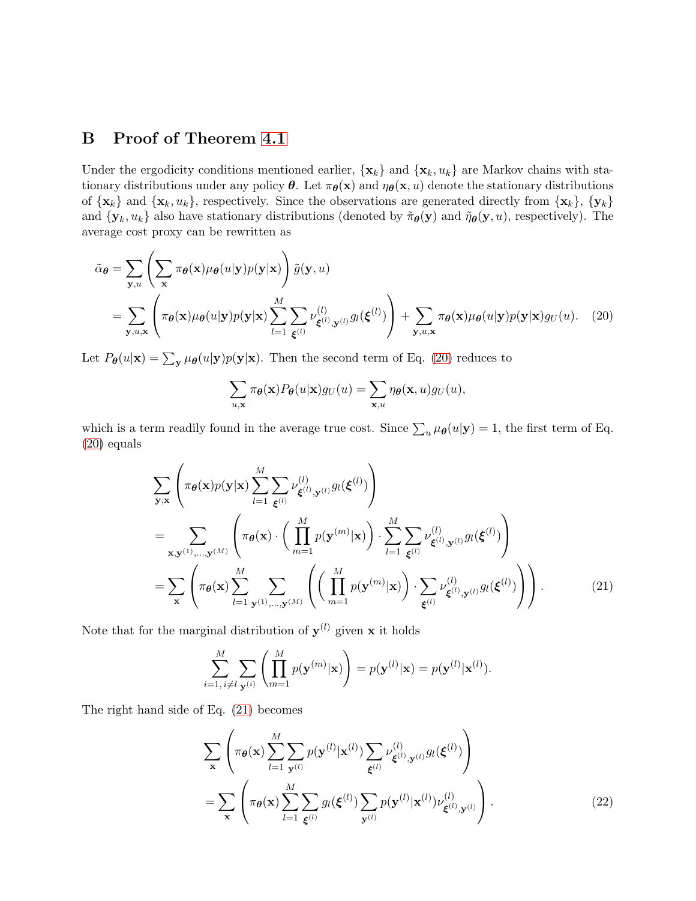## B Proof of Theorem 4.1

Under the ergodicity conditions mentioned earlier, $\{\mathbf{x}_k\}$ and $\{\mathbf{x}_k, u_k\}$ are Markov chains with stationary distributions under any policy $\boldsymbol{\theta}$. Let $\pi_{\boldsymbol{\theta}}(\mathbf{x})$ and $\eta_{\boldsymbol{\theta}}(\mathbf{x}, u)$ denote the stationary distributions of $\{\mathbf{x}_k\}$ and $\{\mathbf{x}_k, u_k\}$, respectively. Since the observations are generated directly from $\{\mathbf{x}_k\}$, $\{\mathbf{y}_k\}$ and $\{\mathbf{y}_k, u_k\}$ also have stationary distributions (denoted by $\tilde{\pi}_{\boldsymbol{\theta}}(\mathbf{y})$ and $\tilde{\eta}_{\boldsymbol{\theta}}(\mathbf{y}, u)$, respectively). The average cost proxy can be rewritten as

$$
\begin{aligned}
\tilde{\alpha}_{\boldsymbol{\theta}} &= \sum_{\mathbf{y},u} \left( \sum_{\mathbf{x}} \pi_{\boldsymbol{\theta}}(\mathbf{x}) \mu_{\boldsymbol{\theta}}(u|\mathbf{y}) p(\mathbf{y}|\mathbf{x}) \right) \tilde{g}(\mathbf{y}, u) \\
&= \sum_{\mathbf{y},u,\mathbf{x}} \left( \pi_{\boldsymbol{\theta}}(\mathbf{x}) \mu_{\boldsymbol{\theta}}(u|\mathbf{y}) p(\mathbf{y}|\mathbf{x}) \sum_{l=1}^{M} \sum_{\boldsymbol{\xi}^{(l)}} \nu^{(l)}_{\boldsymbol{\xi}^{(l)},\mathbf{y}^{(l)}} g_l(\boldsymbol{\xi}^{(l)}) \right) + \sum_{\mathbf{y},u,\mathbf{x}} \pi_{\boldsymbol{\theta}}(\mathbf{x}) \mu_{\boldsymbol{\theta}}(u|\mathbf{y}) p(\mathbf{y}|\mathbf{x}) g_U(u). \qquad (20)
\end{aligned}
$$

Let $P_{\boldsymbol{\theta}}(u|\mathbf{x}) = \sum_{\mathbf{y}} \mu_{\boldsymbol{\theta}}(u|\mathbf{y}) p(\mathbf{y}|\mathbf{x})$. Then the second term of Eq. (20) reduces to

$$
\sum_{u,\mathbf{x}} \pi_{\boldsymbol{\theta}}(\mathbf{x}) P_{\boldsymbol{\theta}}(u|\mathbf{x}) g_U(u) = \sum_{\mathbf{x},u} \eta_{\boldsymbol{\theta}}(\mathbf{x}, u) g_U(u),
$$

which is a term readily found in the average true cost. Since $\sum_u \mu_{\boldsymbol{\theta}}(u|\mathbf{y}) = 1$, the first term of Eq. (20) equals

$$
\begin{aligned}
&\sum_{\mathbf{y},\mathbf{x}} \left( \pi_{\boldsymbol{\theta}}(\mathbf{x}) p(\mathbf{y}|\mathbf{x}) \sum_{l=1}^{M} \sum_{\boldsymbol{\xi}^{(l)}} \nu^{(l)}_{\boldsymbol{\xi}^{(l)},\mathbf{y}^{(l)}} g_l(\boldsymbol{\xi}^{(l)}) \right) \\
&= \sum_{\mathbf{x},\mathbf{y}^{(1)},\ldots,\mathbf{y}^{(M)}} \left( \pi_{\boldsymbol{\theta}}(\mathbf{x}) \cdot \left( \prod_{m=1}^{M} p(\mathbf{y}^{(m)}|\mathbf{x}) \right) \cdot \sum_{l=1}^{M} \sum_{\boldsymbol{\xi}^{(l)}} \nu^{(l)}_{\boldsymbol{\xi}^{(l)},\mathbf{y}^{(l)}} g_l(\boldsymbol{\xi}^{(l)}) \right) \\
&= \sum_{\mathbf{x}} \left( \pi_{\boldsymbol{\theta}}(\mathbf{x}) \sum_{l=1}^{M} \sum_{\mathbf{y}^{(1)},\ldots,\mathbf{y}^{(M)}} \left( \left( \prod_{m=1}^{M} p(\mathbf{y}^{(m)}|\mathbf{x}) \right) \cdot \sum_{\boldsymbol{\xi}^{(l)}} \nu^{(l)}_{\boldsymbol{\xi}^{(l)},\mathbf{y}^{(l)}} g_l(\boldsymbol{\xi}^{(l)}) \right) \right). \qquad (21)
\end{aligned}
$$

Note that for the marginal distribution of $\mathbf{y}^{(l)}$ given $\mathbf{x}$ it holds

$$
\sum_{i=1,\, i\neq l}^{M} \sum_{\mathbf{y}^{(i)}} \left( \prod_{m=1}^{M} p(\mathbf{y}^{(m)}|\mathbf{x}) \right) = p(\mathbf{y}^{(l)}|\mathbf{x}) = p(\mathbf{y}^{(l)}|\mathbf{x}^{(l)}).
$$

The right hand side of Eq. (21) becomes

$$
\begin{aligned}
&\sum_{\mathbf{x}} \left( \pi_{\boldsymbol{\theta}}(\mathbf{x}) \sum_{l=1}^{M} \sum_{\mathbf{y}^{(l)}} p(\mathbf{y}^{(l)}|\mathbf{x}^{(l)}) \sum_{\boldsymbol{\xi}^{(l)}} \nu^{(l)}_{\boldsymbol{\xi}^{(l)},\mathbf{y}^{(l)}} g_l(\boldsymbol{\xi}^{(l)}) \right) \\
&= \sum_{\mathbf{x}} \left( \pi_{\boldsymbol{\theta}}(\mathbf{x}) \sum_{l=1}^{M} \sum_{\boldsymbol{\xi}^{(l)}} g_l(\boldsymbol{\xi}^{(l)}) \sum_{\mathbf{y}^{(l)}} p(\mathbf{y}^{(l)}|\mathbf{x}^{(l)}) \nu^{(l)}_{\boldsymbol{\xi}^{(l)},\mathbf{y}^{(l)}} \right). \qquad (22)
\end{aligned}
$$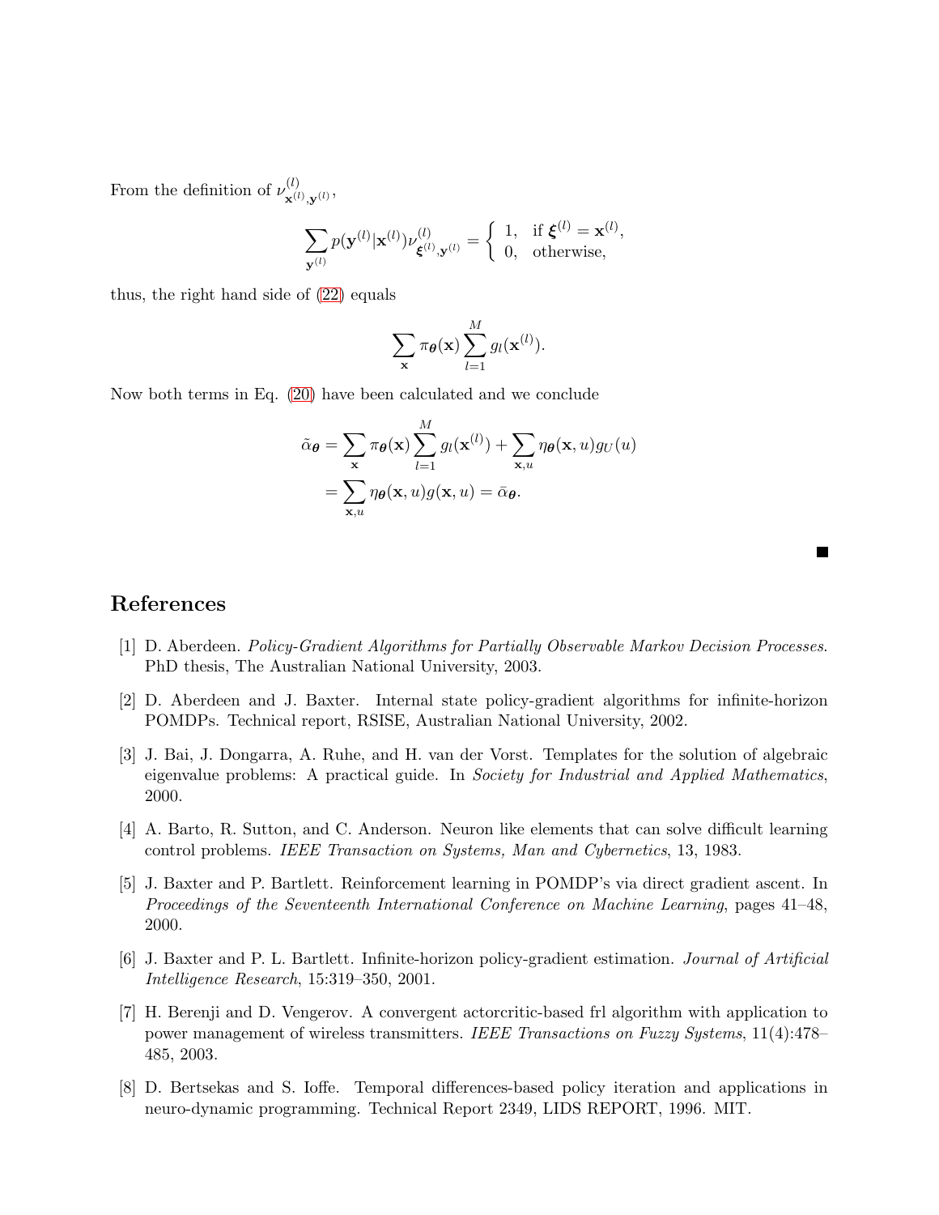From the definition of $\nu^{(l)}_{\mathbf{x}^{(l)},\mathbf{y}^{(l)}}$,

$$\sum_{\mathbf{y}^{(l)}} p(\mathbf{y}^{(l)}|\mathbf{x}^{(l)})\nu^{(l)}_{\boldsymbol{\xi}^{(l)},\mathbf{y}^{(l)}} = \begin{cases} 1, & \text{if } \boldsymbol{\xi}^{(l)} = \mathbf{x}^{(l)}, \\ 0, & \text{otherwise,} \end{cases}$$

thus, the right hand side of (22) equals

$$\sum_{\mathbf{x}} \pi_{\boldsymbol{\theta}}(\mathbf{x}) \sum_{l=1}^{M} g_l(\mathbf{x}^{(l)}).$$

Now both terms in Eq. (20) have been calculated and we conclude

$$\begin{aligned}
\tilde{\alpha}_{\boldsymbol{\theta}} &= \sum_{\mathbf{x}} \pi_{\boldsymbol{\theta}}(\mathbf{x}) \sum_{l=1}^{M} g_l(\mathbf{x}^{(l)}) + \sum_{\mathbf{x},u} \eta_{\boldsymbol{\theta}}(\mathbf{x},u) g_U(u) \\
&= \sum_{\mathbf{x},u} \eta_{\boldsymbol{\theta}}(\mathbf{x},u) g(\mathbf{x},u) = \bar{\alpha}_{\boldsymbol{\theta}}.
\end{aligned}$$

■

# References

[1] D. Aberdeen. *Policy-Gradient Algorithms for Partially Observable Markov Decision Processes.* PhD thesis, The Australian National University, 2003.

[2] D. Aberdeen and J. Baxter. Internal state policy-gradient algorithms for infinite-horizon POMDPs. Technical report, RSISE, Australian National University, 2002.

[3] J. Bai, J. Dongarra, A. Ruhe, and H. van der Vorst. Templates for the solution of algebraic eigenvalue problems: A practical guide. In *Society for Industrial and Applied Mathematics*, 2000.

[4] A. Barto, R. Sutton, and C. Anderson. Neuron like elements that can solve difficult learning control problems. *IEEE Transaction on Systems, Man and Cybernetics*, 13, 1983.

[5] J. Baxter and P. Bartlett. Reinforcement learning in POMDP's via direct gradient ascent. In *Proceedings of the Seventeenth International Conference on Machine Learning*, pages 41–48, 2000.

[6] J. Baxter and P. L. Bartlett. Infinite-horizon policy-gradient estimation. *Journal of Artificial Intelligence Research*, 15:319–350, 2001.

[7] H. Berenji and D. Vengerov. A convergent actorcritic-based frl algorithm with application to power management of wireless transmitters. *IEEE Transactions on Fuzzy Systems*, 11(4):478–485, 2003.

[8] D. Bertsekas and S. Ioffe. Temporal differences-based policy iteration and applications in neuro-dynamic programming. Technical Report 2349, LIDS REPORT, 1996. MIT.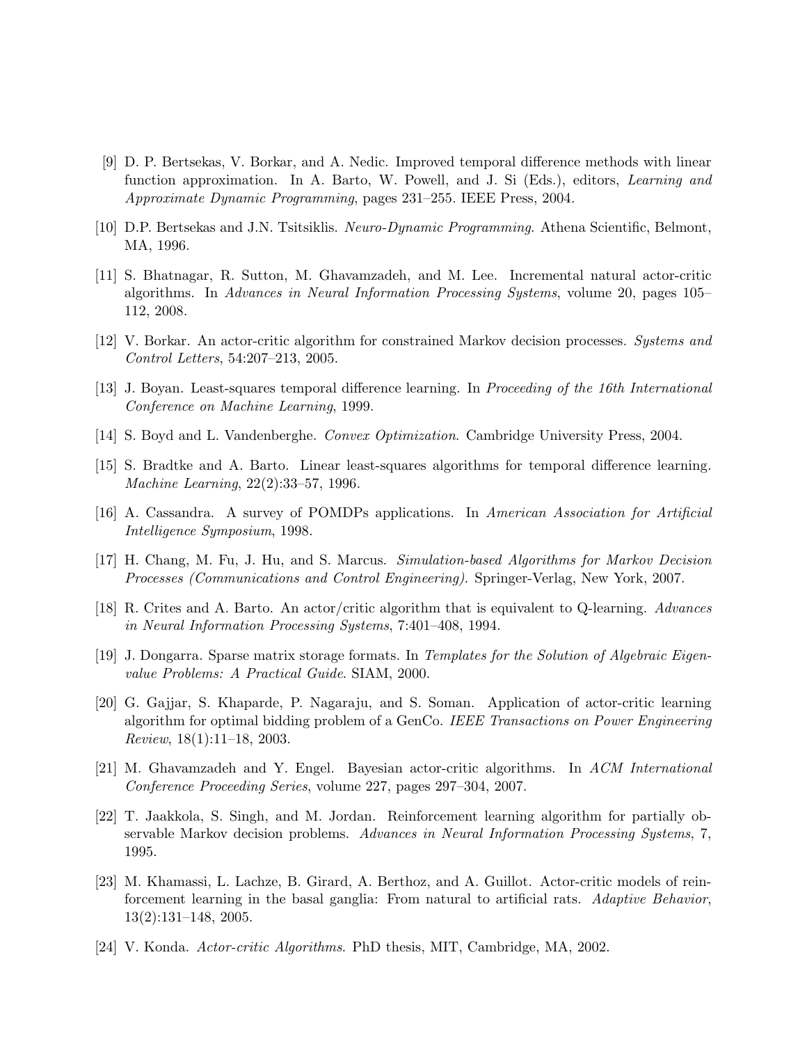[9] D. P. Bertsekas, V. Borkar, and A. Nedic. Improved temporal difference methods with linear function approximation. In A. Barto, W. Powell, and J. Si (Eds.), editors, *Learning and Approximate Dynamic Programming*, pages 231–255. IEEE Press, 2004.

[10] D.P. Bertsekas and J.N. Tsitsiklis. *Neuro-Dynamic Programming*. Athena Scientific, Belmont, MA, 1996.

[11] S. Bhatnagar, R. Sutton, M. Ghavamzadeh, and M. Lee. Incremental natural actor-critic algorithms. In *Advances in Neural Information Processing Systems*, volume 20, pages 105–112, 2008.

[12] V. Borkar. An actor-critic algorithm for constrained Markov decision processes. *Systems and Control Letters*, 54:207–213, 2005.

[13] J. Boyan. Least-squares temporal difference learning. In *Proceeding of the 16th International Conference on Machine Learning*, 1999.

[14] S. Boyd and L. Vandenberghe. *Convex Optimization*. Cambridge University Press, 2004.

[15] S. Bradtke and A. Barto. Linear least-squares algorithms for temporal difference learning. *Machine Learning*, 22(2):33–57, 1996.

[16] A. Cassandra. A survey of POMDPs applications. In *American Association for Artificial Intelligence Symposium*, 1998.

[17] H. Chang, M. Fu, J. Hu, and S. Marcus. *Simulation-based Algorithms for Markov Decision Processes (Communications and Control Engineering)*. Springer-Verlag, New York, 2007.

[18] R. Crites and A. Barto. An actor/critic algorithm that is equivalent to Q-learning. *Advances in Neural Information Processing Systems*, 7:401–408, 1994.

[19] J. Dongarra. Sparse matrix storage formats. In *Templates for the Solution of Algebraic Eigenvalue Problems: A Practical Guide*. SIAM, 2000.

[20] G. Gajjar, S. Khaparde, P. Nagaraju, and S. Soman. Application of actor-critic learning algorithm for optimal bidding problem of a GenCo. *IEEE Transactions on Power Engineering Review*, 18(1):11–18, 2003.

[21] M. Ghavamzadeh and Y. Engel. Bayesian actor-critic algorithms. In *ACM International Conference Proceeding Series*, volume 227, pages 297–304, 2007.

[22] T. Jaakkola, S. Singh, and M. Jordan. Reinforcement learning algorithm for partially observable Markov decision problems. *Advances in Neural Information Processing Systems*, 7, 1995.

[23] M. Khamassi, L. Lachze, B. Girard, A. Berthoz, and A. Guillot. Actor-critic models of reinforcement learning in the basal ganglia: From natural to artificial rats. *Adaptive Behavior*, 13(2):131–148, 2005.

[24] V. Konda. *Actor-critic Algorithms*. PhD thesis, MIT, Cambridge, MA, 2002.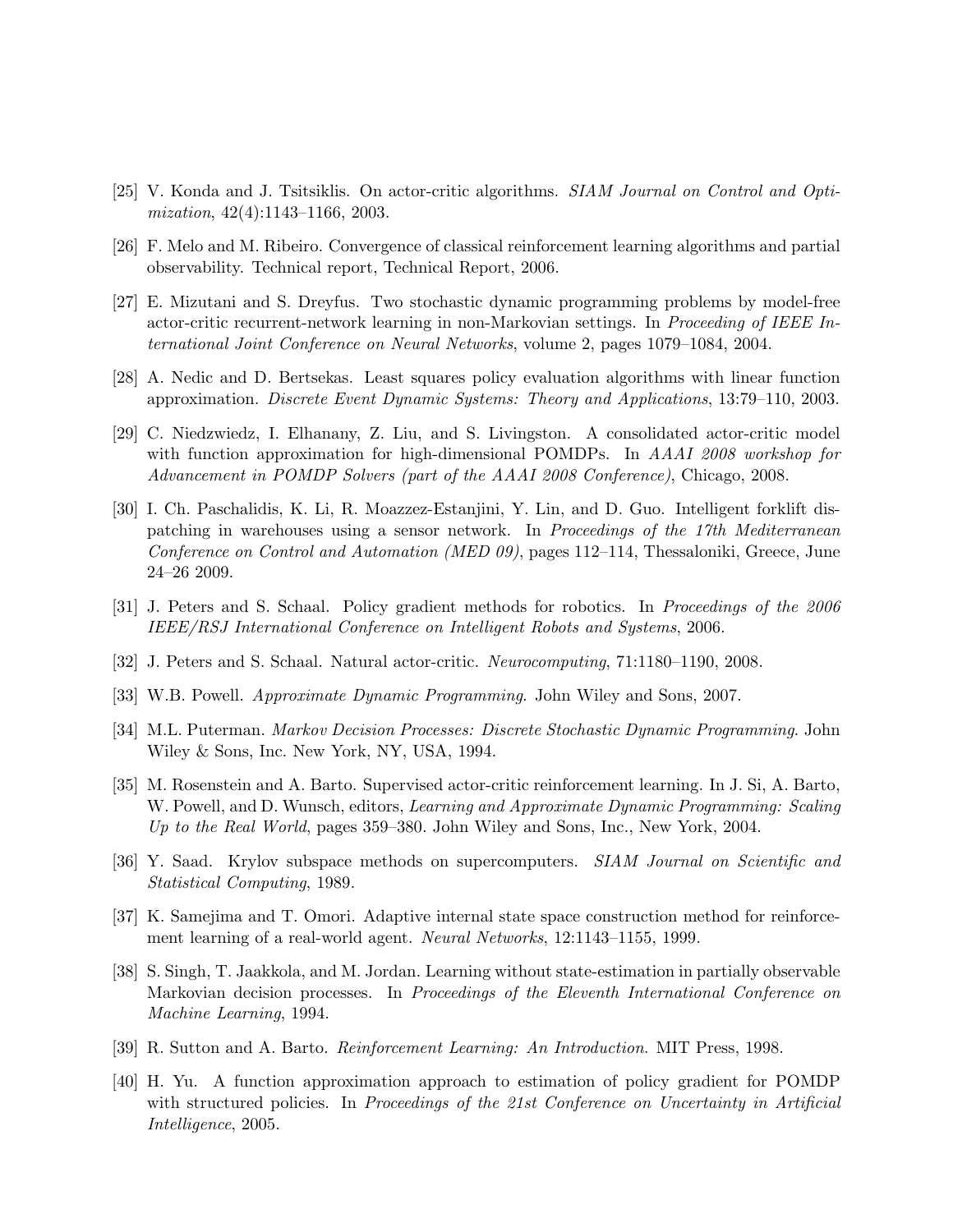[25] V. Konda and J. Tsitsiklis. On actor-critic algorithms. *SIAM Journal on Control and Optimization*, 42(4):1143–1166, 2003.

[26] F. Melo and M. Ribeiro. Convergence of classical reinforcement learning algorithms and partial observability. Technical report, Technical Report, 2006.

[27] E. Mizutani and S. Dreyfus. Two stochastic dynamic programming problems by model-free actor-critic recurrent-network learning in non-Markovian settings. In *Proceeding of IEEE International Joint Conference on Neural Networks*, volume 2, pages 1079–1084, 2004.

[28] A. Nedic and D. Bertsekas. Least squares policy evaluation algorithms with linear function approximation. *Discrete Event Dynamic Systems: Theory and Applications*, 13:79–110, 2003.

[29] C. Niedzwiedz, I. Elhanany, Z. Liu, and S. Livingston. A consolidated actor-critic model with function approximation for high-dimensional POMDPs. In *AAAI 2008 workshop for Advancement in POMDP Solvers (part of the AAAI 2008 Conference)*, Chicago, 2008.

[30] I. Ch. Paschalidis, K. Li, R. Moazzez-Estanjini, Y. Lin, and D. Guo. Intelligent forklift dispatching in warehouses using a sensor network. In *Proceedings of the 17th Mediterranean Conference on Control and Automation (MED 09)*, pages 112–114, Thessaloniki, Greece, June 24–26 2009.

[31] J. Peters and S. Schaal. Policy gradient methods for robotics. In *Proceedings of the 2006 IEEE/RSJ International Conference on Intelligent Robots and Systems*, 2006.

[32] J. Peters and S. Schaal. Natural actor-critic. *Neurocomputing*, 71:1180–1190, 2008.

[33] W.B. Powell. *Approximate Dynamic Programming*. John Wiley and Sons, 2007.

[34] M.L. Puterman. *Markov Decision Processes: Discrete Stochastic Dynamic Programming*. John Wiley & Sons, Inc. New York, NY, USA, 1994.

[35] M. Rosenstein and A. Barto. Supervised actor-critic reinforcement learning. In J. Si, A. Barto, W. Powell, and D. Wunsch, editors, *Learning and Approximate Dynamic Programming: Scaling Up to the Real World*, pages 359–380. John Wiley and Sons, Inc., New York, 2004.

[36] Y. Saad. Krylov subspace methods on supercomputers. *SIAM Journal on Scientific and Statistical Computing*, 1989.

[37] K. Samejima and T. Omori. Adaptive internal state space construction method for reinforcement learning of a real-world agent. *Neural Networks*, 12:1143–1155, 1999.

[38] S. Singh, T. Jaakkola, and M. Jordan. Learning without state-estimation in partially observable Markovian decision processes. In *Proceedings of the Eleventh International Conference on Machine Learning*, 1994.

[39] R. Sutton and A. Barto. *Reinforcement Learning: An Introduction*. MIT Press, 1998.

[40] H. Yu. A function approximation approach to estimation of policy gradient for POMDP with structured policies. In *Proceedings of the 21st Conference on Uncertainty in Artificial Intelligence*, 2005.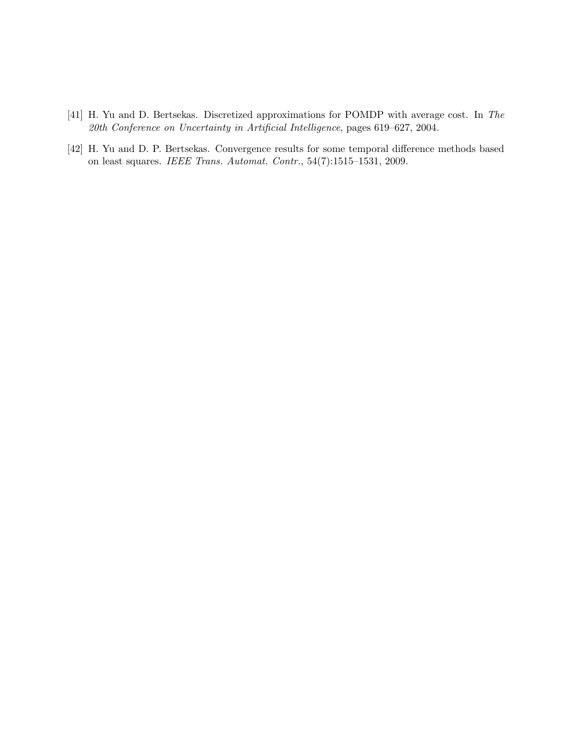[41] H. Yu and D. Bertsekas. Discretized approximations for POMDP with average cost. In *The 20th Conference on Uncertainty in Artificial Intelligence*, pages 619–627, 2004.

[42] H. Yu and D. P. Bertsekas. Convergence results for some temporal difference methods based on least squares. *IEEE Trans. Automat. Contr.*, 54(7):1515–1531, 2009.